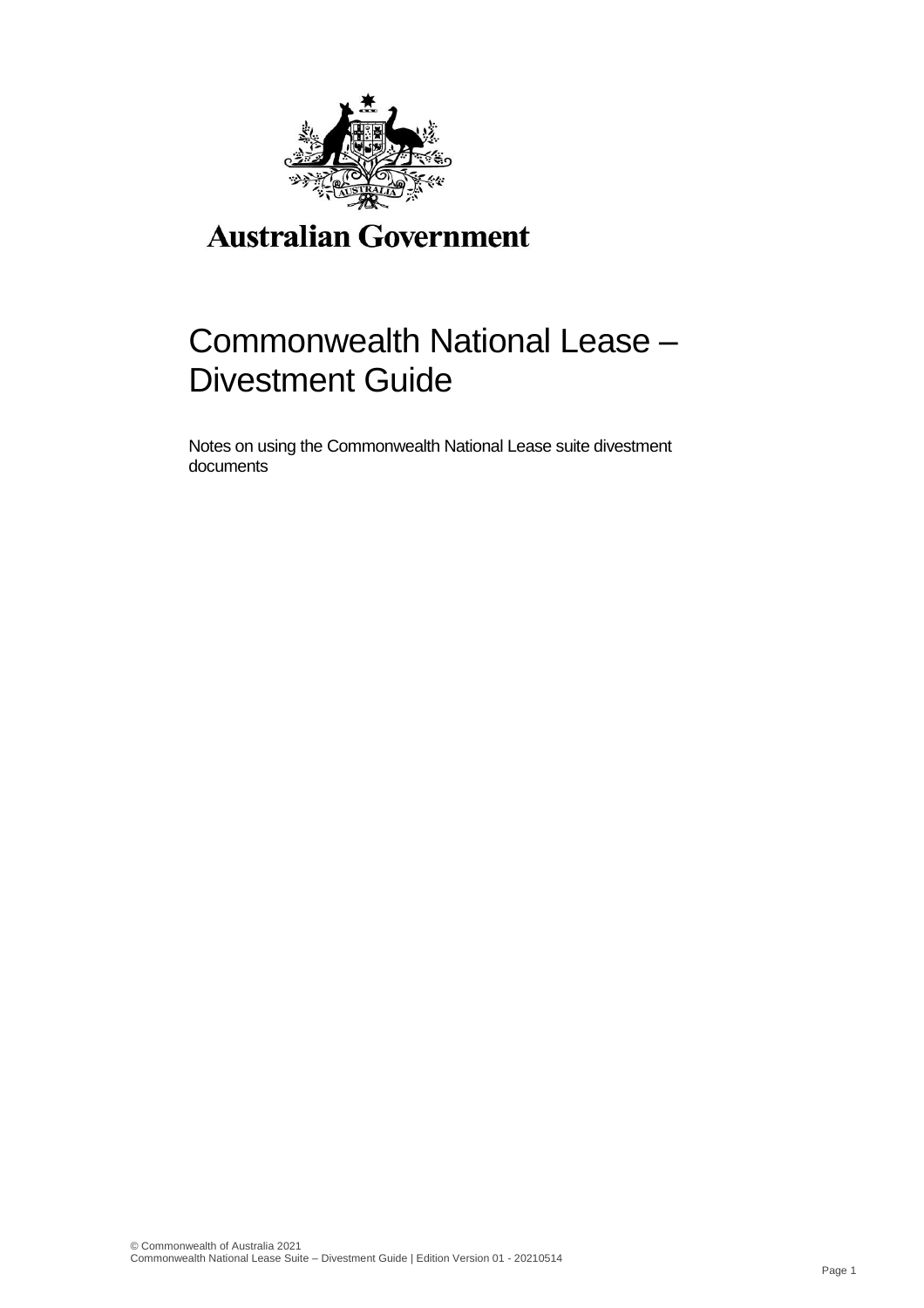Australian Government

# Commonwealth National Lease – Divestment Guide

Notes on using the Commonwealth National Lease suite divestment documents

© Commonwealth of Australia 2021
Commonwealth National Lease Suite – Divestment Guide | Edition Version 01 - 20210514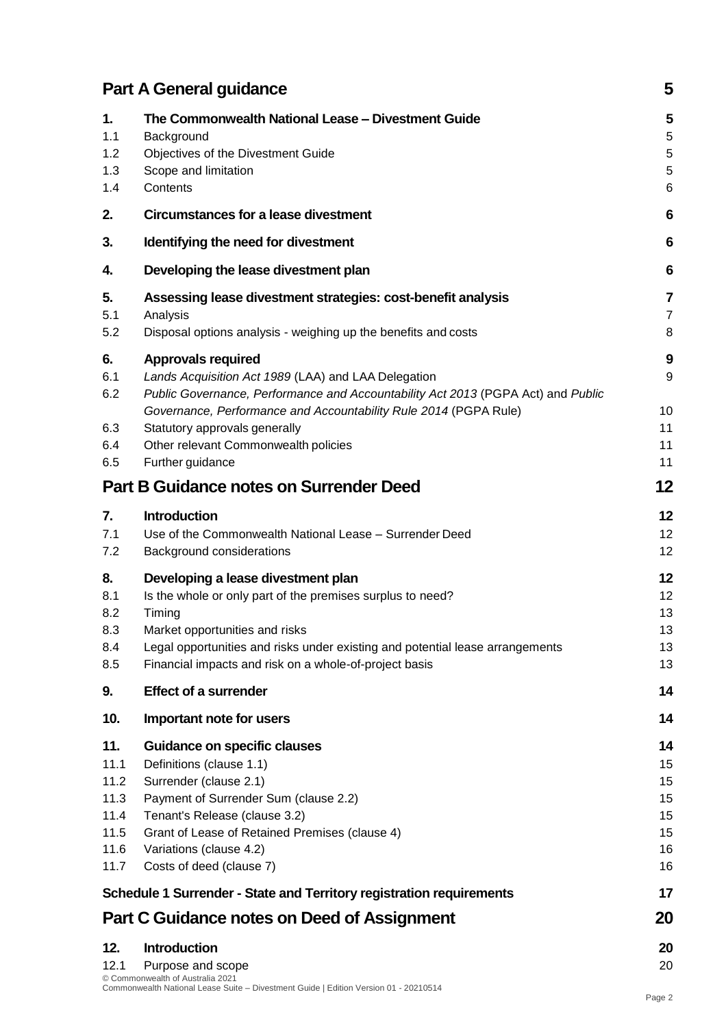| | | |
|---|---|---|
| **Part A General guidance** | | **5** |
| **1.** | **The Commonwealth National Lease – Divestment Guide** | **5** |
| 1.1 | Background | 5 |
| 1.2 | Objectives of the Divestment Guide | 5 |
| 1.3 | Scope and limitation | 5 |
| 1.4 | Contents | 6 |
| **2.** | **Circumstances for a lease divestment** | **6** |
| **3.** | **Identifying the need for divestment** | **6** |
| **4.** | **Developing the lease divestment plan** | **6** |
| **5.** | **Assessing lease divestment strategies: cost-benefit analysis** | **7** |
| 5.1 | Analysis | 7 |
| 5.2 | Disposal options analysis - weighing up the benefits and costs | 8 |
| **6.** | **Approvals required** | **9** |
| 6.1 | *Lands Acquisition Act 1989* (LAA) and LAA Delegation | 9 |
| 6.2 | *Public Governance, Performance and Accountability Act 2013* (PGPA Act) and *Public Governance, Performance and Accountability Rule 2014* (PGPA Rule) | 10 |
| 6.3 | Statutory approvals generally | 11 |
| 6.4 | Other relevant Commonwealth policies | 11 |
| 6.5 | Further guidance | 11 |
| **Part B Guidance notes on Surrender Deed** | | **12** |
| **7.** | **Introduction** | **12** |
| 7.1 | Use of the Commonwealth National Lease – Surrender Deed | 12 |
| 7.2 | Background considerations | 12 |
| **8.** | **Developing a lease divestment plan** | **12** |
| 8.1 | Is the whole or only part of the premises surplus to need? | 12 |
| 8.2 | Timing | 13 |
| 8.3 | Market opportunities and risks | 13 |
| 8.4 | Legal opportunities and risks under existing and potential lease arrangements | 13 |
| 8.5 | Financial impacts and risk on a whole-of-project basis | 13 |
| **9.** | **Effect of a surrender** | **14** |
| **10.** | **Important note for users** | **14** |
| **11.** | **Guidance on specific clauses** | **14** |
| 11.1 | Definitions (clause 1.1) | 15 |
| 11.2 | Surrender (clause 2.1) | 15 |
| 11.3 | Payment of Surrender Sum (clause 2.2) | 15 |
| 11.4 | Tenant's Release (clause 3.2) | 15 |
| 11.5 | Grant of Lease of Retained Premises (clause 4) | 15 |
| 11.6 | Variations (clause 4.2) | 16 |
| 11.7 | Costs of deed (clause 7) | 16 |
| **Schedule 1 Surrender - State and Territory registration requirements** | | **17** |
| **Part C Guidance notes on Deed of Assignment** | | **20** |
| **12.** | **Introduction** | **20** |
| 12.1 | Purpose and scope | 20 |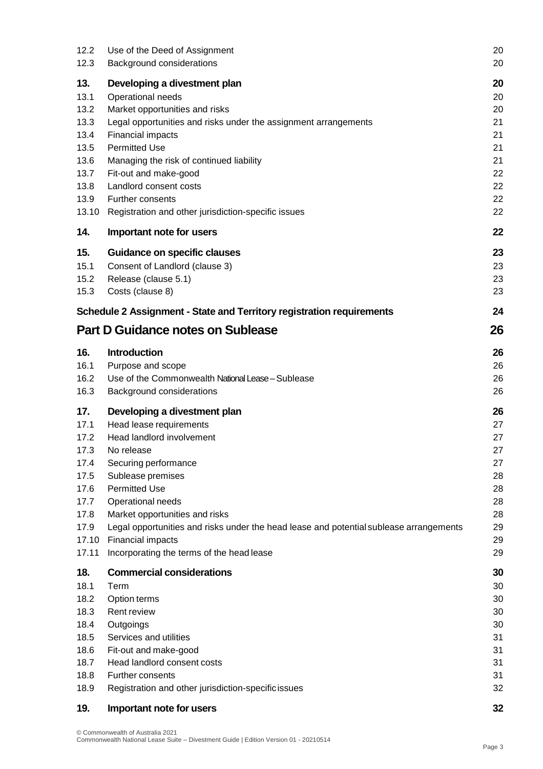| | | |
|---|---|---|
| 12.2 | Use of the Deed of Assignment | 20 |
| 12.3 | Background considerations | 20 |
| **13.** | **Developing a divestment plan** | **20** |
| 13.1 | Operational needs | 20 |
| 13.2 | Market opportunities and risks | 20 |
| 13.3 | Legal opportunities and risks under the assignment arrangements | 21 |
| 13.4 | Financial impacts | 21 |
| 13.5 | Permitted Use | 21 |
| 13.6 | Managing the risk of continued liability | 21 |
| 13.7 | Fit-out and make-good | 22 |
| 13.8 | Landlord consent costs | 22 |
| 13.9 | Further consents | 22 |
| 13.10 | Registration and other jurisdiction-specific issues | 22 |
| **14.** | **Important note for users** | **22** |
| **15.** | **Guidance on specific clauses** | **23** |
| 15.1 | Consent of Landlord (clause 3) | 23 |
| 15.2 | Release (clause 5.1) | 23 |
| 15.3 | Costs (clause 8) | 23 |
| | **Schedule 2 Assignment - State and Territory registration requirements** | **24** |
| | **Part D Guidance notes on Sublease** | **26** |
| **16.** | **Introduction** | **26** |
| 16.1 | Purpose and scope | 26 |
| 16.2 | Use of the Commonwealth National Lease – Sublease | 26 |
| 16.3 | Background considerations | 26 |
| **17.** | **Developing a divestment plan** | **26** |
| 17.1 | Head lease requirements | 27 |
| 17.2 | Head landlord involvement | 27 |
| 17.3 | No release | 27 |
| 17.4 | Securing performance | 27 |
| 17.5 | Sublease premises | 28 |
| 17.6 | Permitted Use | 28 |
| 17.7 | Operational needs | 28 |
| 17.8 | Market opportunities and risks | 28 |
| 17.9 | Legal opportunities and risks under the head lease and potential sublease arrangements | 29 |
| 17.10 | Financial impacts | 29 |
| 17.11 | Incorporating the terms of the head lease | 29 |
| **18.** | **Commercial considerations** | **30** |
| 18.1 | Term | 30 |
| 18.2 | Option terms | 30 |
| 18.3 | Rent review | 30 |
| 18.4 | Outgoings | 30 |
| 18.5 | Services and utilities | 31 |
| 18.6 | Fit-out and make-good | 31 |
| 18.7 | Head landlord consent costs | 31 |
| 18.8 | Further consents | 31 |
| 18.9 | Registration and other jurisdiction-specific issues | 32 |
| **19.** | **Important note for users** | **32** |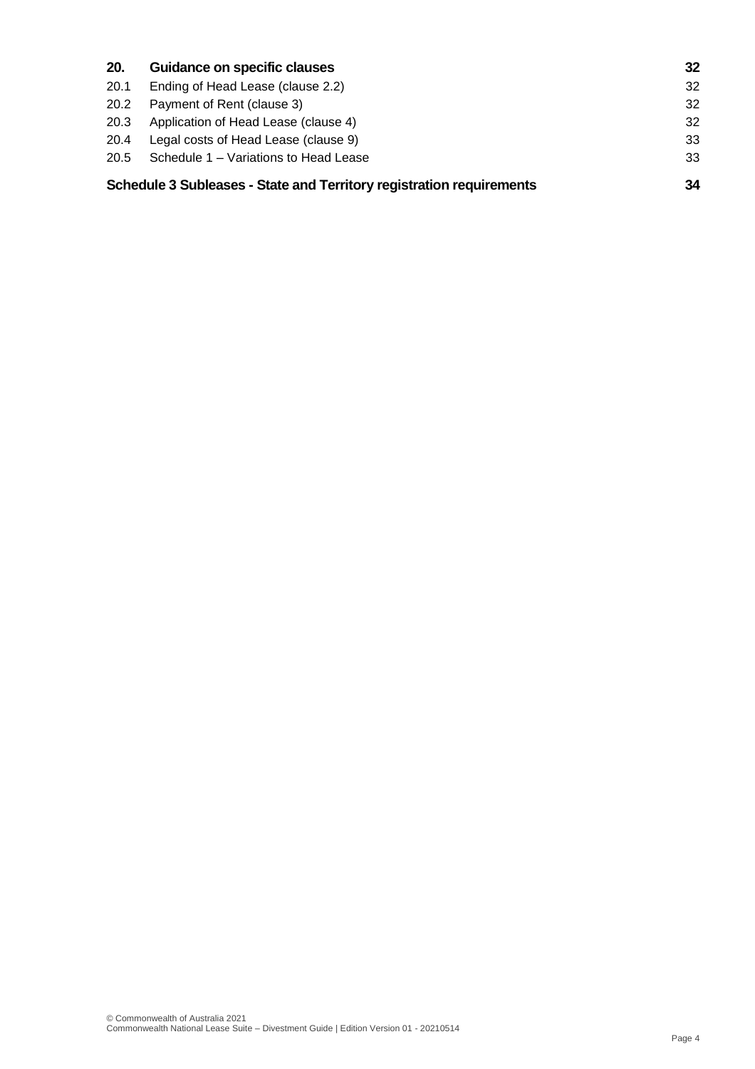| | | |
|---|---|---|
| **20.** | **Guidance on specific clauses** | **32** |
| 20.1 | Ending of Head Lease (clause 2.2) | 32 |
| 20.2 | Payment of Rent (clause 3) | 32 |
| 20.3 | Application of Head Lease (clause 4) | 32 |
| 20.4 | Legal costs of Head Lease (clause 9) | 33 |
| 20.5 | Schedule 1 – Variations to Head Lease | 33 |
| **Schedule 3 Subleases - State and Territory registration requirements** | | **34** |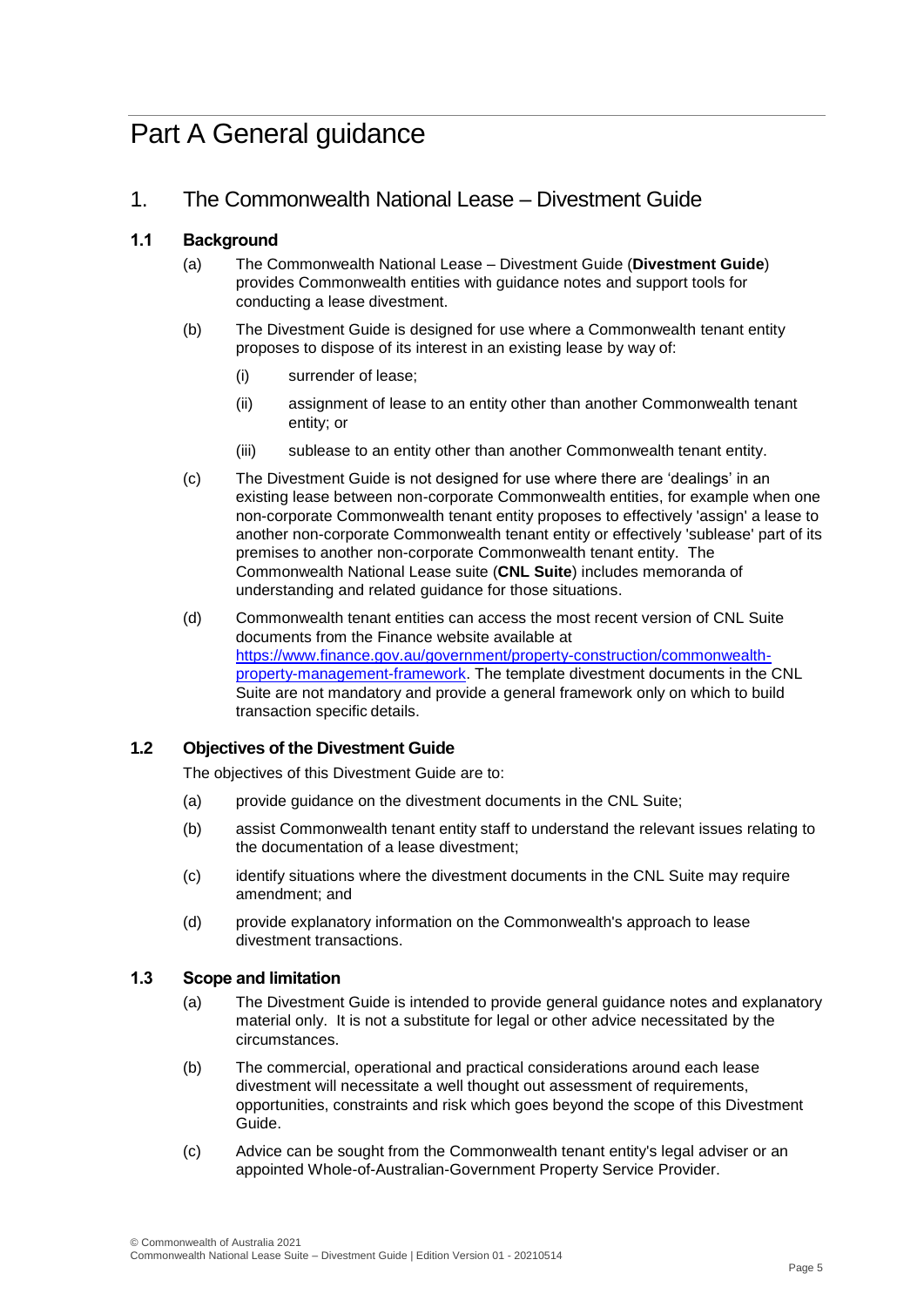# Part A General guidance

## 1. The Commonwealth National Lease – Divestment Guide

### 1.1 Background

(a) The Commonwealth National Lease – Divestment Guide (**Divestment Guide**) provides Commonwealth entities with guidance notes and support tools for conducting a lease divestment.

(b) The Divestment Guide is designed for use where a Commonwealth tenant entity proposes to dispose of its interest in an existing lease by way of:

(i) surrender of lease;

(ii) assignment of lease to an entity other than another Commonwealth tenant entity; or

(iii) sublease to an entity other than another Commonwealth tenant entity.

(c) The Divestment Guide is not designed for use where there are 'dealings' in an existing lease between non-corporate Commonwealth entities, for example when one non-corporate Commonwealth tenant entity proposes to effectively 'assign' a lease to another non-corporate Commonwealth tenant entity or effectively 'sublease' part of its premises to another non-corporate Commonwealth tenant entity. The Commonwealth National Lease suite (**CNL Suite**) includes memoranda of understanding and related guidance for those situations.

(d) Commonwealth tenant entities can access the most recent version of CNL Suite documents from the Finance website available at [https://www.finance.gov.au/government/property-construction/commonwealth-property-management-framework](https://www.finance.gov.au/government/property-construction/commonwealth-property-management-framework). The template divestment documents in the CNL Suite are not mandatory and provide a general framework only on which to build transaction specific details.

### 1.2 Objectives of the Divestment Guide

The objectives of this Divestment Guide are to:

(a) provide guidance on the divestment documents in the CNL Suite;

(b) assist Commonwealth tenant entity staff to understand the relevant issues relating to the documentation of a lease divestment;

(c) identify situations where the divestment documents in the CNL Suite may require amendment; and

(d) provide explanatory information on the Commonwealth's approach to lease divestment transactions.

### 1.3 Scope and limitation

(a) The Divestment Guide is intended to provide general guidance notes and explanatory material only. It is not a substitute for legal or other advice necessitated by the circumstances.

(b) The commercial, operational and practical considerations around each lease divestment will necessitate a well thought out assessment of requirements, opportunities, constraints and risk which goes beyond the scope of this Divestment Guide.

(c) Advice can be sought from the Commonwealth tenant entity's legal adviser or an appointed Whole-of-Australian-Government Property Service Provider.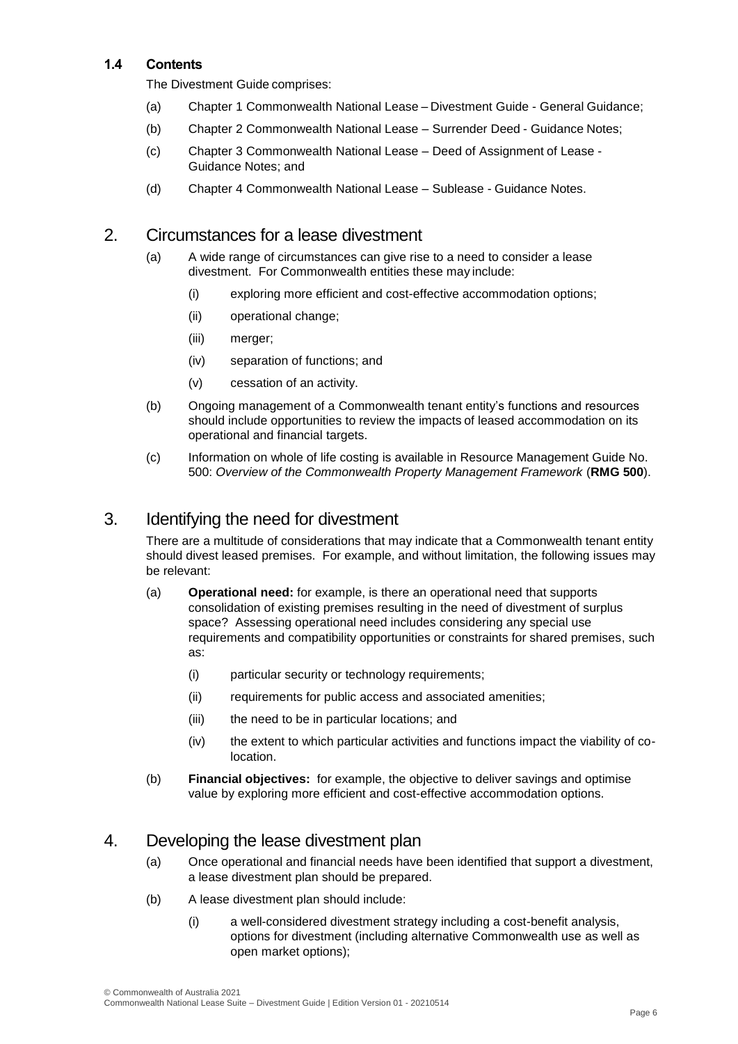### 1.4 Contents

The Divestment Guide comprises:

(a) Chapter 1 Commonwealth National Lease – Divestment Guide - General Guidance;

(b) Chapter 2 Commonwealth National Lease – Surrender Deed - Guidance Notes;

(c) Chapter 3 Commonwealth National Lease – Deed of Assignment of Lease - Guidance Notes; and

(d) Chapter 4 Commonwealth National Lease – Sublease - Guidance Notes.

## 2. Circumstances for a lease divestment

(a) A wide range of circumstances can give rise to a need to consider a lease divestment. For Commonwealth entities these may include:

(i) exploring more efficient and cost-effective accommodation options;

(ii) operational change;

(iii) merger;

(iv) separation of functions; and

(v) cessation of an activity.

(b) Ongoing management of a Commonwealth tenant entity's functions and resources should include opportunities to review the impacts of leased accommodation on its operational and financial targets.

(c) Information on whole of life costing is available in Resource Management Guide No. 500: *Overview of the Commonwealth Property Management Framework* (**RMG 500**).

## 3. Identifying the need for divestment

There are a multitude of considerations that may indicate that a Commonwealth tenant entity should divest leased premises. For example, and without limitation, the following issues may be relevant:

(a) **Operational need:** for example, is there an operational need that supports consolidation of existing premises resulting in the need of divestment of surplus space? Assessing operational need includes considering any special use requirements and compatibility opportunities or constraints for shared premises, such as:

(i) particular security or technology requirements;

(ii) requirements for public access and associated amenities;

(iii) the need to be in particular locations; and

(iv) the extent to which particular activities and functions impact the viability of co-location.

(b) **Financial objectives:** for example, the objective to deliver savings and optimise value by exploring more efficient and cost-effective accommodation options.

## 4. Developing the lease divestment plan

(a) Once operational and financial needs have been identified that support a divestment, a lease divestment plan should be prepared.

(b) A lease divestment plan should include:

(i) a well-considered divestment strategy including a cost-benefit analysis, options for divestment (including alternative Commonwealth use as well as open market options);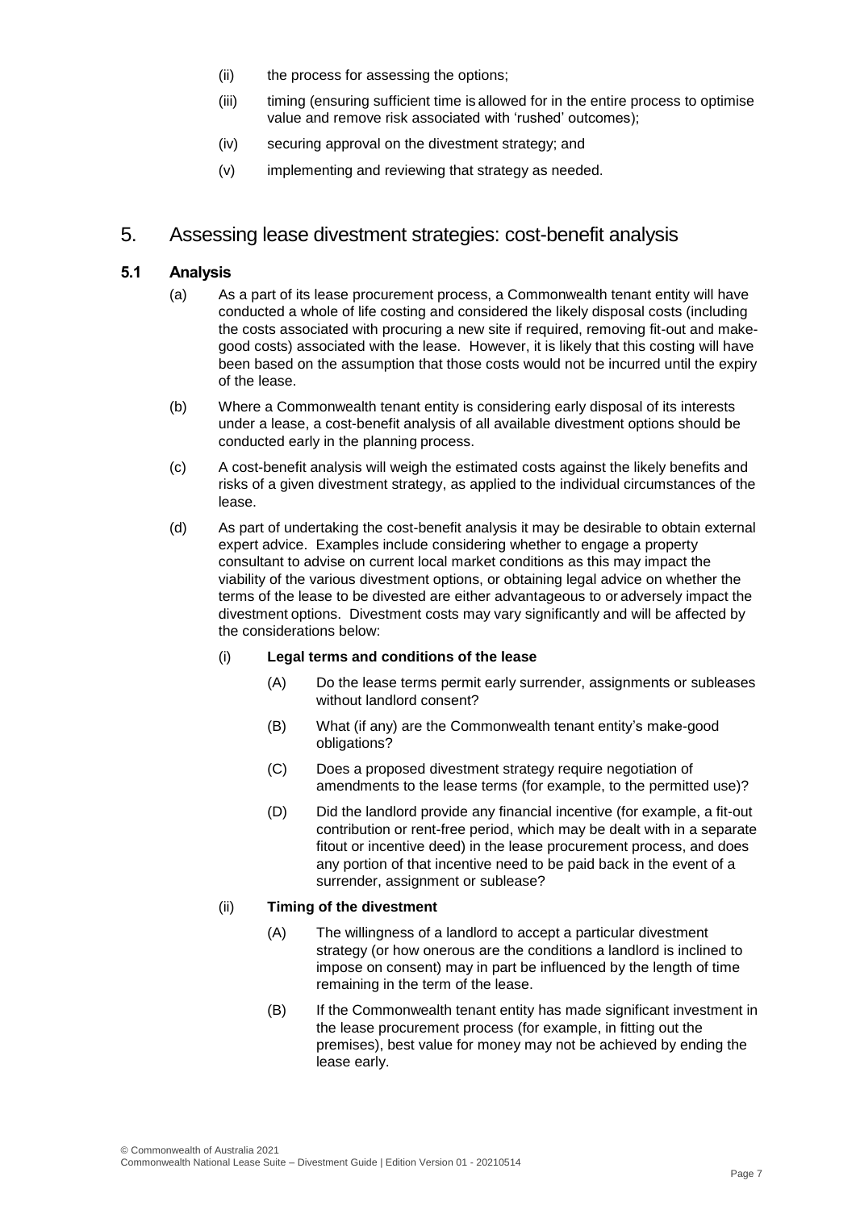(ii) the process for assessing the options;

(iii) timing (ensuring sufficient time is allowed for in the entire process to optimise value and remove risk associated with 'rushed' outcomes);

(iv) securing approval on the divestment strategy; and

(v) implementing and reviewing that strategy as needed.

## 5. Assessing lease divestment strategies: cost-benefit analysis

### 5.1 Analysis

(a) As a part of its lease procurement process, a Commonwealth tenant entity will have conducted a whole of life costing and considered the likely disposal costs (including the costs associated with procuring a new site if required, removing fit-out and make-good costs) associated with the lease. However, it is likely that this costing will have been based on the assumption that those costs would not be incurred until the expiry of the lease.

(b) Where a Commonwealth tenant entity is considering early disposal of its interests under a lease, a cost-benefit analysis of all available divestment options should be conducted early in the planning process.

(c) A cost-benefit analysis will weigh the estimated costs against the likely benefits and risks of a given divestment strategy, as applied to the individual circumstances of the lease.

(d) As part of undertaking the cost-benefit analysis it may be desirable to obtain external expert advice. Examples include considering whether to engage a property consultant to advise on current local market conditions as this may impact the viability of the various divestment options, or obtaining legal advice on whether the terms of the lease to be divested are either advantageous to or adversely impact the divestment options. Divestment costs may vary significantly and will be affected by the considerations below:

(i) **Legal terms and conditions of the lease**

(A) Do the lease terms permit early surrender, assignments or subleases without landlord consent?

(B) What (if any) are the Commonwealth tenant entity's make-good obligations?

(C) Does a proposed divestment strategy require negotiation of amendments to the lease terms (for example, to the permitted use)?

(D) Did the landlord provide any financial incentive (for example, a fit-out contribution or rent-free period, which may be dealt with in a separate fitout or incentive deed) in the lease procurement process, and does any portion of that incentive need to be paid back in the event of a surrender, assignment or sublease?

(ii) **Timing of the divestment**

(A) The willingness of a landlord to accept a particular divestment strategy (or how onerous are the conditions a landlord is inclined to impose on consent) may in part be influenced by the length of time remaining in the term of the lease.

(B) If the Commonwealth tenant entity has made significant investment in the lease procurement process (for example, in fitting out the premises), best value for money may not be achieved by ending the lease early.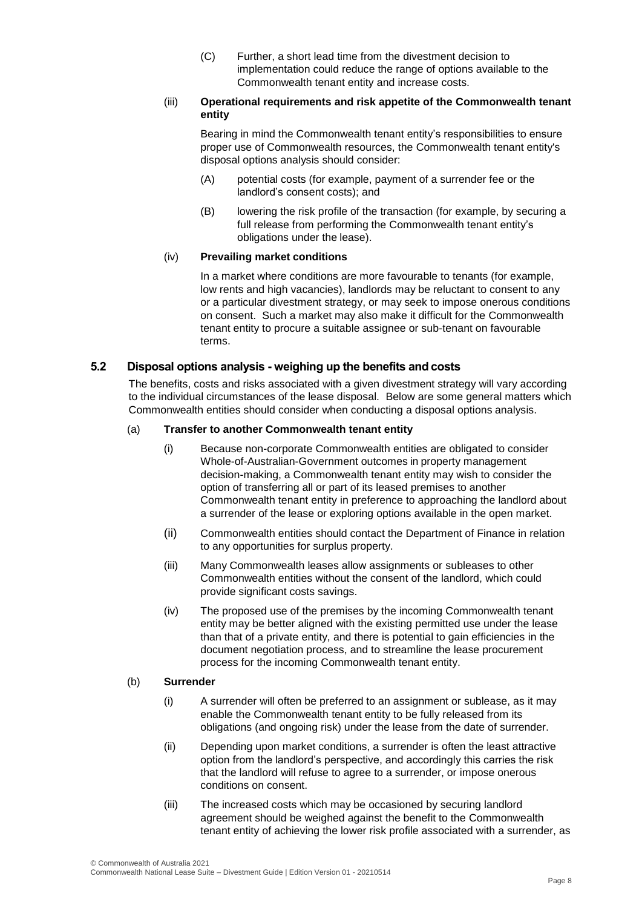(C) Further, a short lead time from the divestment decision to implementation could reduce the range of options available to the Commonwealth tenant entity and increase costs.

(iii) **Operational requirements and risk appetite of the Commonwealth tenant entity**

Bearing in mind the Commonwealth tenant entity's responsibilities to ensure proper use of Commonwealth resources, the Commonwealth tenant entity's disposal options analysis should consider:

(A) potential costs (for example, payment of a surrender fee or the landlord's consent costs); and

(B) lowering the risk profile of the transaction (for example, by securing a full release from performing the Commonwealth tenant entity's obligations under the lease).

(iv) **Prevailing market conditions**

In a market where conditions are more favourable to tenants (for example, low rents and high vacancies), landlords may be reluctant to consent to any or a particular divestment strategy, or may seek to impose onerous conditions on consent. Such a market may also make it difficult for the Commonwealth tenant entity to procure a suitable assignee or sub-tenant on favourable terms.

## 5.2 Disposal options analysis - weighing up the benefits and costs

The benefits, costs and risks associated with a given divestment strategy will vary according to the individual circumstances of the lease disposal. Below are some general matters which Commonwealth entities should consider when conducting a disposal options analysis.

(a) **Transfer to another Commonwealth tenant entity**

(i) Because non-corporate Commonwealth entities are obligated to consider Whole-of-Australian-Government outcomes in property management decision-making, a Commonwealth tenant entity may wish to consider the option of transferring all or part of its leased premises to another Commonwealth tenant entity in preference to approaching the landlord about a surrender of the lease or exploring options available in the open market.

(ii) Commonwealth entities should contact the Department of Finance in relation to any opportunities for surplus property.

(iii) Many Commonwealth leases allow assignments or subleases to other Commonwealth entities without the consent of the landlord, which could provide significant costs savings.

(iv) The proposed use of the premises by the incoming Commonwealth tenant entity may be better aligned with the existing permitted use under the lease than that of a private entity, and there is potential to gain efficiencies in the document negotiation process, and to streamline the lease procurement process for the incoming Commonwealth tenant entity.

(b) **Surrender**

(i) A surrender will often be preferred to an assignment or sublease, as it may enable the Commonwealth tenant entity to be fully released from its obligations (and ongoing risk) under the lease from the date of surrender.

(ii) Depending upon market conditions, a surrender is often the least attractive option from the landlord's perspective, and accordingly this carries the risk that the landlord will refuse to agree to a surrender, or impose onerous conditions on consent.

(iii) The increased costs which may be occasioned by securing landlord agreement should be weighed against the benefit to the Commonwealth tenant entity of achieving the lower risk profile associated with a surrender, as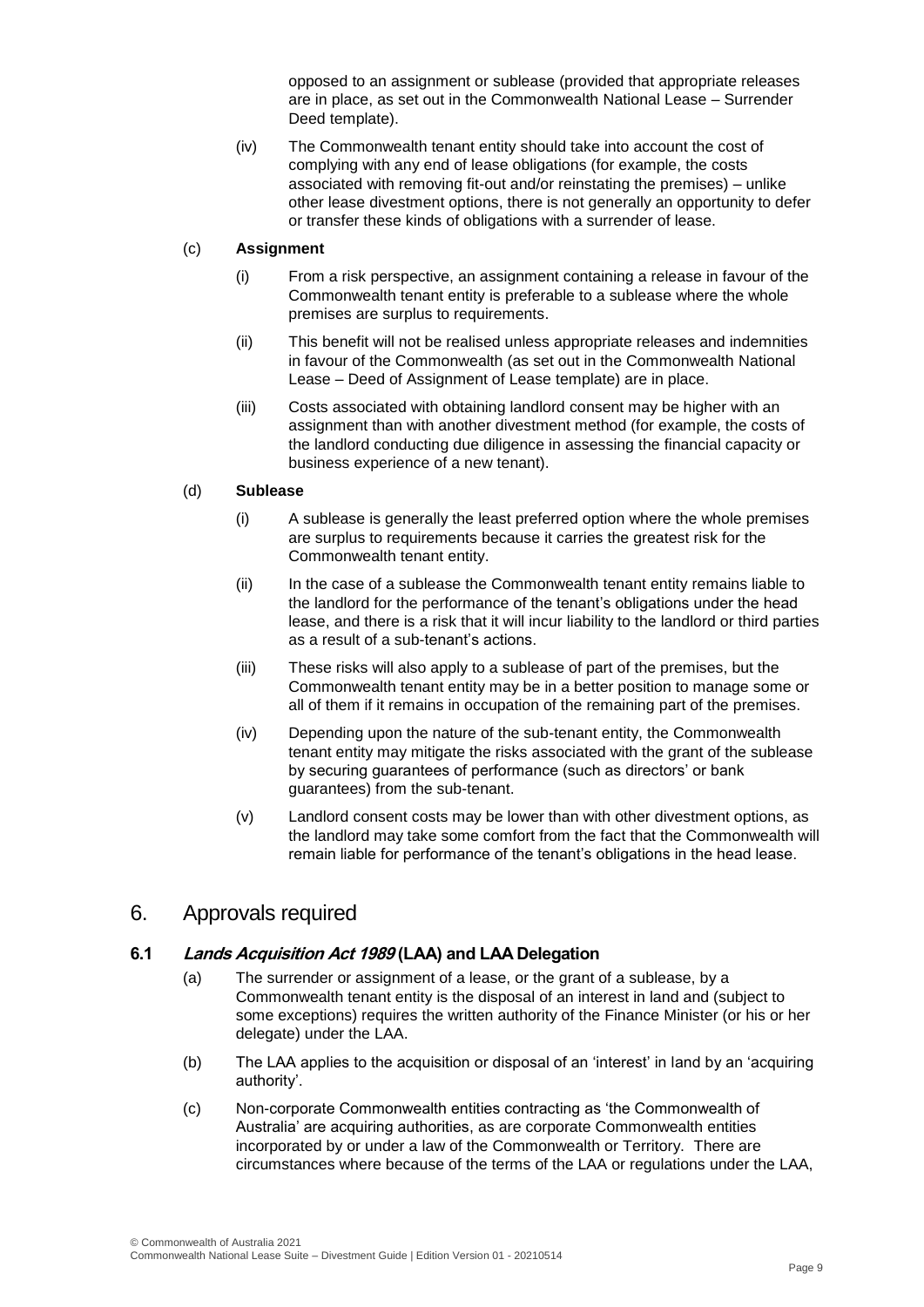opposed to an assignment or sublease (provided that appropriate releases are in place, as set out in the Commonwealth National Lease – Surrender Deed template).

(iv) The Commonwealth tenant entity should take into account the cost of complying with any end of lease obligations (for example, the costs associated with removing fit-out and/or reinstating the premises) – unlike other lease divestment options, there is not generally an opportunity to defer or transfer these kinds of obligations with a surrender of lease.

(c) **Assignment**

(i) From a risk perspective, an assignment containing a release in favour of the Commonwealth tenant entity is preferable to a sublease where the whole premises are surplus to requirements.

(ii) This benefit will not be realised unless appropriate releases and indemnities in favour of the Commonwealth (as set out in the Commonwealth National Lease – Deed of Assignment of Lease template) are in place.

(iii) Costs associated with obtaining landlord consent may be higher with an assignment than with another divestment method (for example, the costs of the landlord conducting due diligence in assessing the financial capacity or business experience of a new tenant).

(d) **Sublease**

(i) A sublease is generally the least preferred option where the whole premises are surplus to requirements because it carries the greatest risk for the Commonwealth tenant entity.

(ii) In the case of a sublease the Commonwealth tenant entity remains liable to the landlord for the performance of the tenant's obligations under the head lease, and there is a risk that it will incur liability to the landlord or third parties as a result of a sub-tenant's actions.

(iii) These risks will also apply to a sublease of part of the premises, but the Commonwealth tenant entity may be in a better position to manage some or all of them if it remains in occupation of the remaining part of the premises.

(iv) Depending upon the nature of the sub-tenant entity, the Commonwealth tenant entity may mitigate the risks associated with the grant of the sublease by securing guarantees of performance (such as directors' or bank guarantees) from the sub-tenant.

(v) Landlord consent costs may be lower than with other divestment options, as the landlord may take some comfort from the fact that the Commonwealth will remain liable for performance of the tenant's obligations in the head lease.

# 6. Approvals required

## 6.1 *Lands Acquisition Act 1989* (LAA) and LAA Delegation

(a) The surrender or assignment of a lease, or the grant of a sublease, by a Commonwealth tenant entity is the disposal of an interest in land and (subject to some exceptions) requires the written authority of the Finance Minister (or his or her delegate) under the LAA.

(b) The LAA applies to the acquisition or disposal of an 'interest' in land by an 'acquiring authority'.

(c) Non-corporate Commonwealth entities contracting as 'the Commonwealth of Australia' are acquiring authorities, as are corporate Commonwealth entities incorporated by or under a law of the Commonwealth or Territory. There are circumstances where because of the terms of the LAA or regulations under the LAA,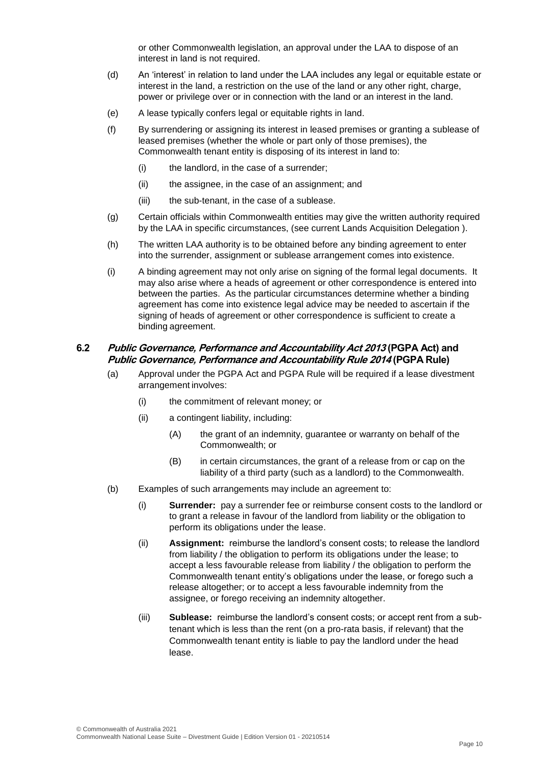or other Commonwealth legislation, an approval under the LAA to dispose of an interest in land is not required.

(d) An 'interest' in relation to land under the LAA includes any legal or equitable estate or interest in the land, a restriction on the use of the land or any other right, charge, power or privilege over or in connection with the land or an interest in the land.

(e) A lease typically confers legal or equitable rights in land.

(f) By surrendering or assigning its interest in leased premises or granting a sublease of leased premises (whether the whole or part only of those premises), the Commonwealth tenant entity is disposing of its interest in land to:

  (i) the landlord, in the case of a surrender;

  (ii) the assignee, in the case of an assignment; and

  (iii) the sub-tenant, in the case of a sublease.

(g) Certain officials within Commonwealth entities may give the written authority required by the LAA in specific circumstances, (see current Lands Acquisition Delegation ).

(h) The written LAA authority is to be obtained before any binding agreement to enter into the surrender, assignment or sublease arrangement comes into existence.

(i) A binding agreement may not only arise on signing of the formal legal documents. It may also arise where a heads of agreement or other correspondence is entered into between the parties. As the particular circumstances determine whether a binding agreement has come into existence legal advice may be needed to ascertain if the signing of heads of agreement or other correspondence is sufficient to create a binding agreement.

### 6.2 *Public Governance, Performance and Accountability Act 2013* (PGPA Act) and *Public Governance, Performance and Accountability Rule 2014* (PGPA Rule)

(a) Approval under the PGPA Act and PGPA Rule will be required if a lease divestment arrangement involves:

  (i) the commitment of relevant money; or

  (ii) a contingent liability, including:

    (A) the grant of an indemnity, guarantee or warranty on behalf of the Commonwealth; or

    (B) in certain circumstances, the grant of a release from or cap on the liability of a third party (such as a landlord) to the Commonwealth.

(b) Examples of such arrangements may include an agreement to:

  (i) **Surrender:** pay a surrender fee or reimburse consent costs to the landlord or to grant a release in favour of the landlord from liability or the obligation to perform its obligations under the lease.

  (ii) **Assignment:** reimburse the landlord's consent costs; to release the landlord from liability / the obligation to perform its obligations under the lease; to accept a less favourable release from liability / the obligation to perform the Commonwealth tenant entity's obligations under the lease, or forego such a release altogether; or to accept a less favourable indemnity from the assignee, or forego receiving an indemnity altogether.

  (iii) **Sublease:** reimburse the landlord's consent costs; or accept rent from a sub-tenant which is less than the rent (on a pro-rata basis, if relevant) that the Commonwealth tenant entity is liable to pay the landlord under the head lease.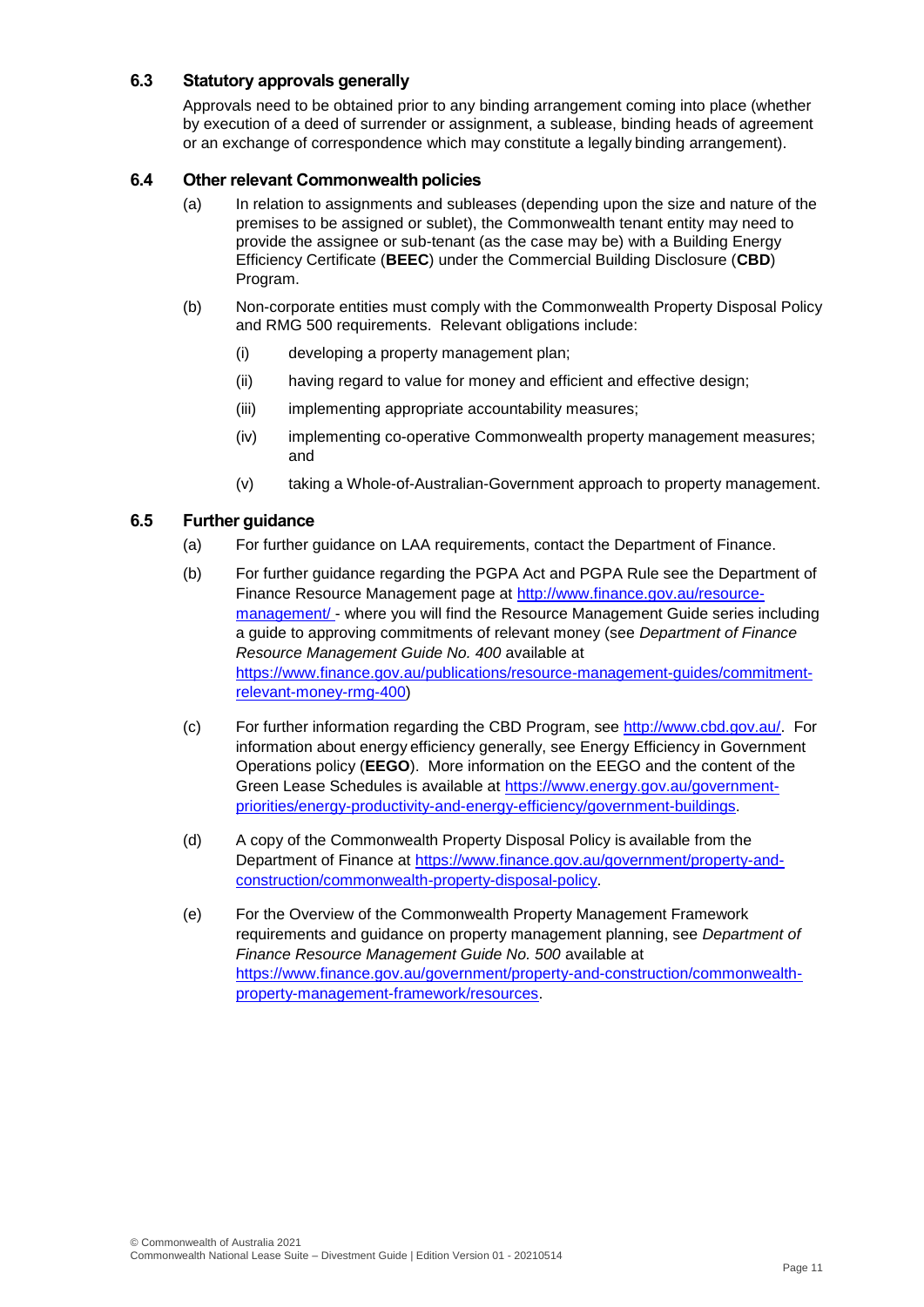### 6.3 Statutory approvals generally

Approvals need to be obtained prior to any binding arrangement coming into place (whether by execution of a deed of surrender or assignment, a sublease, binding heads of agreement or an exchange of correspondence which may constitute a legally binding arrangement).

### 6.4 Other relevant Commonwealth policies

(a) In relation to assignments and subleases (depending upon the size and nature of the premises to be assigned or sublet), the Commonwealth tenant entity may need to provide the assignee or sub-tenant (as the case may be) with a Building Energy Efficiency Certificate (**BEEC**) under the Commercial Building Disclosure (**CBD**) Program.

(b) Non-corporate entities must comply with the Commonwealth Property Disposal Policy and RMG 500 requirements. Relevant obligations include:

   (i) developing a property management plan;

   (ii) having regard to value for money and efficient and effective design;

   (iii) implementing appropriate accountability measures;

   (iv) implementing co-operative Commonwealth property management measures; and

   (v) taking a Whole-of-Australian-Government approach to property management.

### 6.5 Further guidance

(a) For further guidance on LAA requirements, contact the Department of Finance.

(b) For further guidance regarding the PGPA Act and PGPA Rule see the Department of Finance Resource Management page at http://www.finance.gov.au/resource-management/ - where you will find the Resource Management Guide series including a guide to approving commitments of relevant money (see *Department of Finance Resource Management Guide No. 400* available at https://www.finance.gov.au/publications/resource-management-guides/commitment-relevant-money-rmg-400)

(c) For further information regarding the CBD Program, see http://www.cbd.gov.au/. For information about energy efficiency generally, see Energy Efficiency in Government Operations policy (**EEGO**). More information on the EEGO and the content of the Green Lease Schedules is available at https://www.energy.gov.au/government-priorities/energy-productivity-and-energy-efficiency/government-buildings.

(d) A copy of the Commonwealth Property Disposal Policy is available from the Department of Finance at https://www.finance.gov.au/government/property-and-construction/commonwealth-property-disposal-policy.

(e) For the Overview of the Commonwealth Property Management Framework requirements and guidance on property management planning, see *Department of Finance Resource Management Guide No. 500* available at https://www.finance.gov.au/government/property-and-construction/commonwealth-property-management-framework/resources.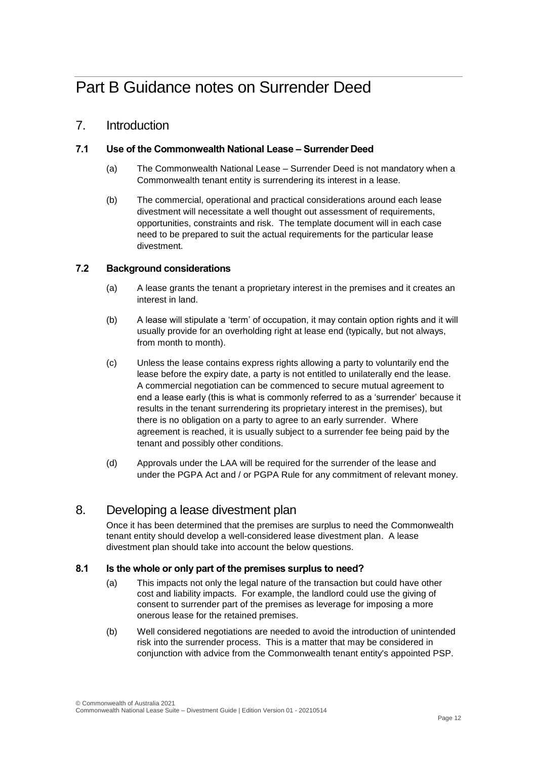# Part B Guidance notes on Surrender Deed

## 7. Introduction

### 7.1 Use of the Commonwealth National Lease – Surrender Deed

(a) The Commonwealth National Lease – Surrender Deed is not mandatory when a Commonwealth tenant entity is surrendering its interest in a lease.

(b) The commercial, operational and practical considerations around each lease divestment will necessitate a well thought out assessment of requirements, opportunities, constraints and risk. The template document will in each case need to be prepared to suit the actual requirements for the particular lease divestment.

### 7.2 Background considerations

(a) A lease grants the tenant a proprietary interest in the premises and it creates an interest in land.

(b) A lease will stipulate a 'term' of occupation, it may contain option rights and it will usually provide for an overholding right at lease end (typically, but not always, from month to month).

(c) Unless the lease contains express rights allowing a party to voluntarily end the lease before the expiry date, a party is not entitled to unilaterally end the lease. A commercial negotiation can be commenced to secure mutual agreement to end a lease early (this is what is commonly referred to as a 'surrender' because it results in the tenant surrendering its proprietary interest in the premises), but there is no obligation on a party to agree to an early surrender. Where agreement is reached, it is usually subject to a surrender fee being paid by the tenant and possibly other conditions.

(d) Approvals under the LAA will be required for the surrender of the lease and under the PGPA Act and / or PGPA Rule for any commitment of relevant money.

## 8. Developing a lease divestment plan

Once it has been determined that the premises are surplus to need the Commonwealth tenant entity should develop a well-considered lease divestment plan. A lease divestment plan should take into account the below questions.

### 8.1 Is the whole or only part of the premises surplus to need?

(a) This impacts not only the legal nature of the transaction but could have other cost and liability impacts. For example, the landlord could use the giving of consent to surrender part of the premises as leverage for imposing a more onerous lease for the retained premises.

(b) Well considered negotiations are needed to avoid the introduction of unintended risk into the surrender process. This is a matter that may be considered in conjunction with advice from the Commonwealth tenant entity's appointed PSP.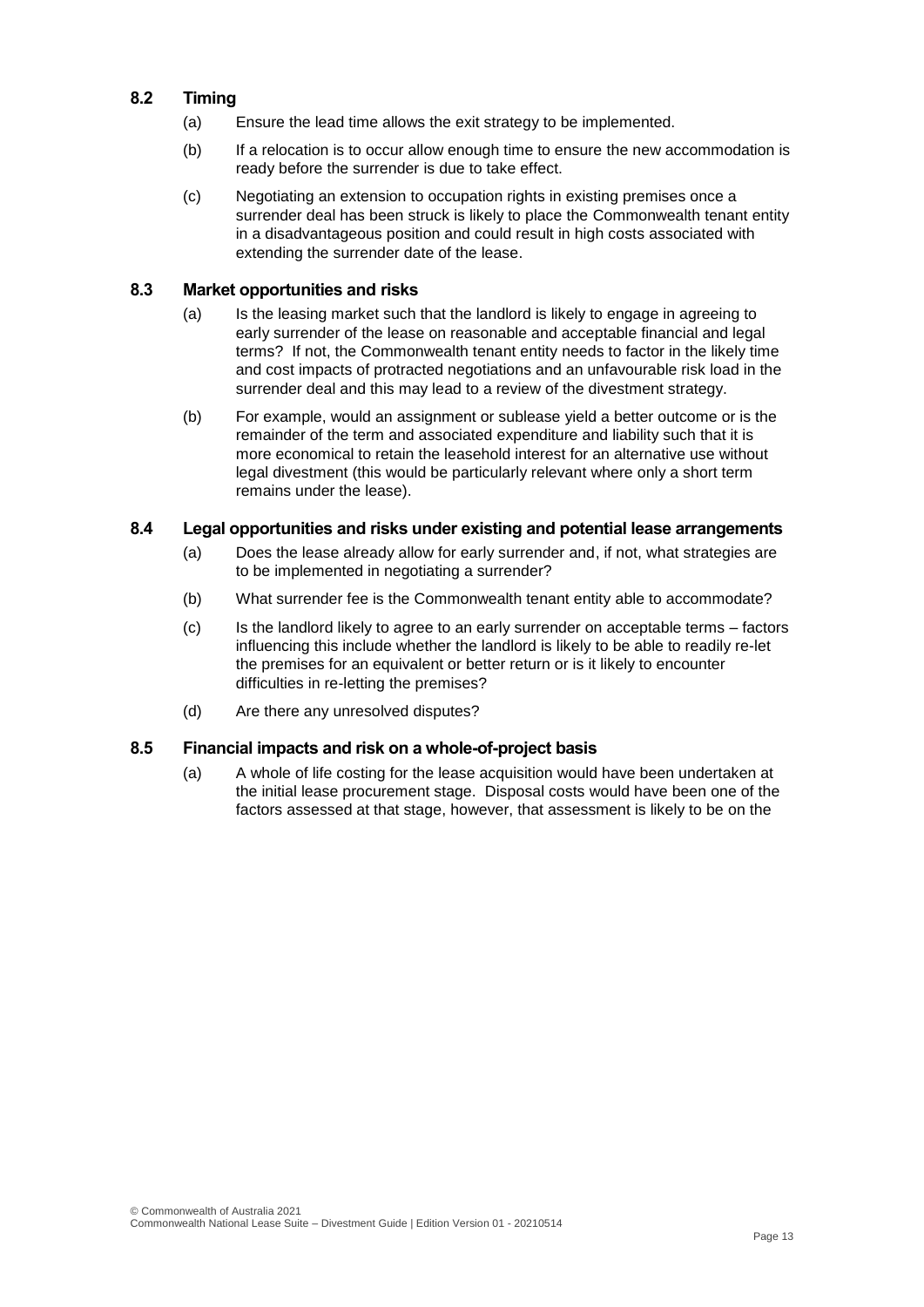### 8.2 Timing

(a) Ensure the lead time allows the exit strategy to be implemented.

(b) If a relocation is to occur allow enough time to ensure the new accommodation is ready before the surrender is due to take effect.

(c) Negotiating an extension to occupation rights in existing premises once a surrender deal has been struck is likely to place the Commonwealth tenant entity in a disadvantageous position and could result in high costs associated with extending the surrender date of the lease.

### 8.3 Market opportunities and risks

(a) Is the leasing market such that the landlord is likely to engage in agreeing to early surrender of the lease on reasonable and acceptable financial and legal terms? If not, the Commonwealth tenant entity needs to factor in the likely time and cost impacts of protracted negotiations and an unfavourable risk load in the surrender deal and this may lead to a review of the divestment strategy.

(b) For example, would an assignment or sublease yield a better outcome or is the remainder of the term and associated expenditure and liability such that it is more economical to retain the leasehold interest for an alternative use without legal divestment (this would be particularly relevant where only a short term remains under the lease).

### 8.4 Legal opportunities and risks under existing and potential lease arrangements

(a) Does the lease already allow for early surrender and, if not, what strategies are to be implemented in negotiating a surrender?

(b) What surrender fee is the Commonwealth tenant entity able to accommodate?

(c) Is the landlord likely to agree to an early surrender on acceptable terms – factors influencing this include whether the landlord is likely to be able to readily re-let the premises for an equivalent or better return or is it likely to encounter difficulties in re-letting the premises?

(d) Are there any unresolved disputes?

### 8.5 Financial impacts and risk on a whole-of-project basis

(a) A whole of life costing for the lease acquisition would have been undertaken at the initial lease procurement stage. Disposal costs would have been one of the factors assessed at that stage, however, that assessment is likely to be on the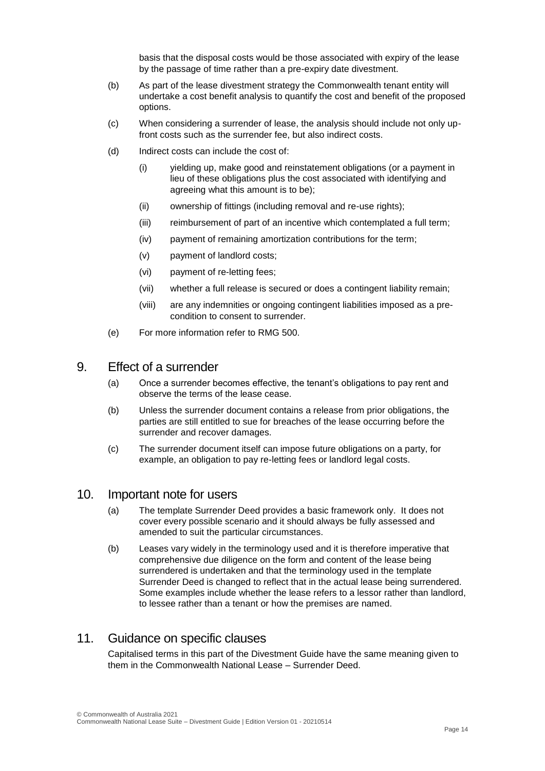basis that the disposal costs would be those associated with expiry of the lease by the passage of time rather than a pre-expiry date divestment.

(b) As part of the lease divestment strategy the Commonwealth tenant entity will undertake a cost benefit analysis to quantify the cost and benefit of the proposed options.

(c) When considering a surrender of lease, the analysis should include not only up-front costs such as the surrender fee, but also indirect costs.

(d) Indirect costs can include the cost of:

(i) yielding up, make good and reinstatement obligations (or a payment in lieu of these obligations plus the cost associated with identifying and agreeing what this amount is to be);

(ii) ownership of fittings (including removal and re-use rights);

(iii) reimbursement of part of an incentive which contemplated a full term;

(iv) payment of remaining amortization contributions for the term;

(v) payment of landlord costs;

(vi) payment of re-letting fees;

(vii) whether a full release is secured or does a contingent liability remain;

(viii) are any indemnities or ongoing contingent liabilities imposed as a pre-condition to consent to surrender.

(e) For more information refer to RMG 500.

## 9. Effect of a surrender

(a) Once a surrender becomes effective, the tenant's obligations to pay rent and observe the terms of the lease cease.

(b) Unless the surrender document contains a release from prior obligations, the parties are still entitled to sue for breaches of the lease occurring before the surrender and recover damages.

(c) The surrender document itself can impose future obligations on a party, for example, an obligation to pay re-letting fees or landlord legal costs.

## 10. Important note for users

(a) The template Surrender Deed provides a basic framework only. It does not cover every possible scenario and it should always be fully assessed and amended to suit the particular circumstances.

(b) Leases vary widely in the terminology used and it is therefore imperative that comprehensive due diligence on the form and content of the lease being surrendered is undertaken and that the terminology used in the template Surrender Deed is changed to reflect that in the actual lease being surrendered. Some examples include whether the lease refers to a lessor rather than landlord, to lessee rather than a tenant or how the premises are named.

## 11. Guidance on specific clauses

Capitalised terms in this part of the Divestment Guide have the same meaning given to them in the Commonwealth National Lease – Surrender Deed.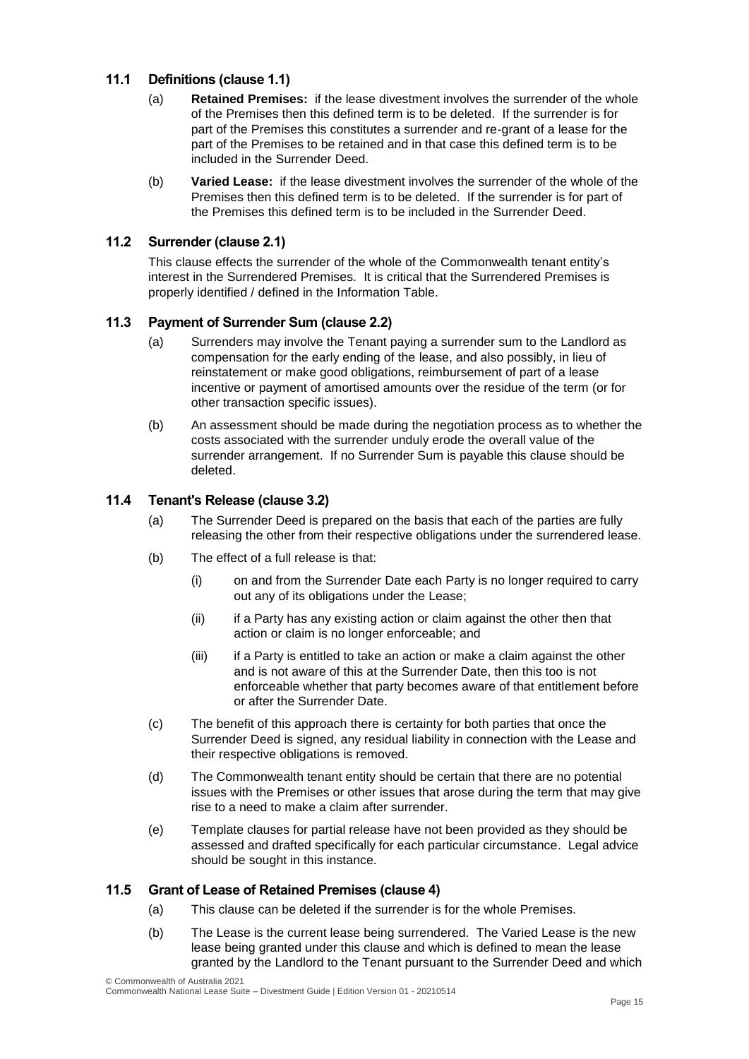### 11.1 Definitions (clause 1.1)

(a) **Retained Premises:** if the lease divestment involves the surrender of the whole of the Premises then this defined term is to be deleted. If the surrender is for part of the Premises this constitutes a surrender and re-grant of a lease for the part of the Premises to be retained and in that case this defined term is to be included in the Surrender Deed.

(b) **Varied Lease:** if the lease divestment involves the surrender of the whole of the Premises then this defined term is to be deleted. If the surrender is for part of the Premises this defined term is to be included in the Surrender Deed.

### 11.2 Surrender (clause 2.1)

This clause effects the surrender of the whole of the Commonwealth tenant entity's interest in the Surrendered Premises. It is critical that the Surrendered Premises is properly identified / defined in the Information Table.

### 11.3 Payment of Surrender Sum (clause 2.2)

(a) Surrenders may involve the Tenant paying a surrender sum to the Landlord as compensation for the early ending of the lease, and also possibly, in lieu of reinstatement or make good obligations, reimbursement of part of a lease incentive or payment of amortised amounts over the residue of the term (or for other transaction specific issues).

(b) An assessment should be made during the negotiation process as to whether the costs associated with the surrender unduly erode the overall value of the surrender arrangement. If no Surrender Sum is payable this clause should be deleted.

### 11.4 Tenant's Release (clause 3.2)

(a) The Surrender Deed is prepared on the basis that each of the parties are fully releasing the other from their respective obligations under the surrendered lease.

(b) The effect of a full release is that:

(i) on and from the Surrender Date each Party is no longer required to carry out any of its obligations under the Lease;

(ii) if a Party has any existing action or claim against the other then that action or claim is no longer enforceable; and

(iii) if a Party is entitled to take an action or make a claim against the other and is not aware of this at the Surrender Date, then this too is not enforceable whether that party becomes aware of that entitlement before or after the Surrender Date.

(c) The benefit of this approach there is certainty for both parties that once the Surrender Deed is signed, any residual liability in connection with the Lease and their respective obligations is removed.

(d) The Commonwealth tenant entity should be certain that there are no potential issues with the Premises or other issues that arose during the term that may give rise to a need to make a claim after surrender.

(e) Template clauses for partial release have not been provided as they should be assessed and drafted specifically for each particular circumstance. Legal advice should be sought in this instance.

### 11.5 Grant of Lease of Retained Premises (clause 4)

(a) This clause can be deleted if the surrender is for the whole Premises.

(b) The Lease is the current lease being surrendered. The Varied Lease is the new lease being granted under this clause and which is defined to mean the lease granted by the Landlord to the Tenant pursuant to the Surrender Deed and which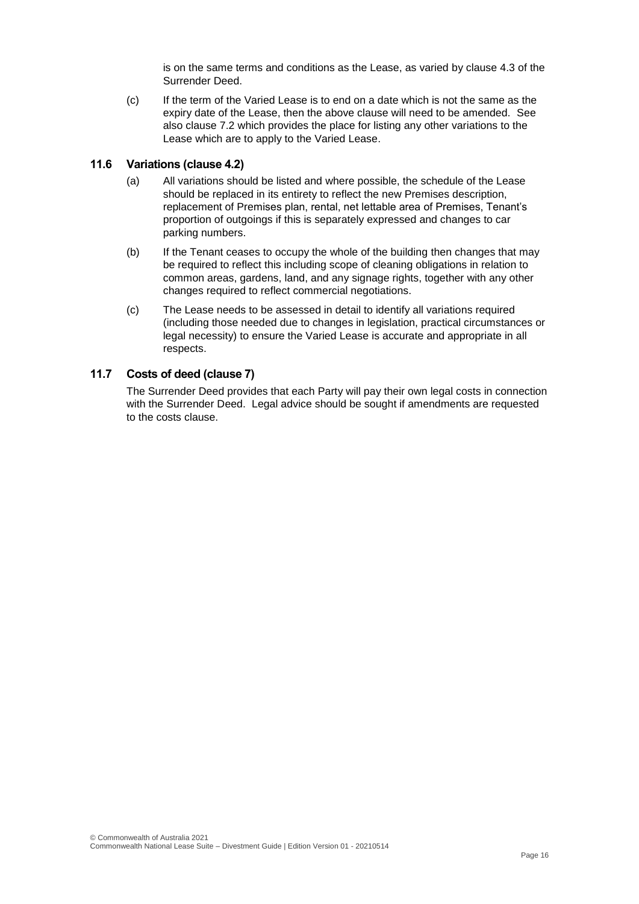is on the same terms and conditions as the Lease, as varied by clause 4.3 of the Surrender Deed.

(c) If the term of the Varied Lease is to end on a date which is not the same as the expiry date of the Lease, then the above clause will need to be amended. See also clause 7.2 which provides the place for listing any other variations to the Lease which are to apply to the Varied Lease.

### 11.6 Variations (clause 4.2)

(a) All variations should be listed and where possible, the schedule of the Lease should be replaced in its entirety to reflect the new Premises description, replacement of Premises plan, rental, net lettable area of Premises, Tenant's proportion of outgoings if this is separately expressed and changes to car parking numbers.

(b) If the Tenant ceases to occupy the whole of the building then changes that may be required to reflect this including scope of cleaning obligations in relation to common areas, gardens, land, and any signage rights, together with any other changes required to reflect commercial negotiations.

(c) The Lease needs to be assessed in detail to identify all variations required (including those needed due to changes in legislation, practical circumstances or legal necessity) to ensure the Varied Lease is accurate and appropriate in all respects.

### 11.7 Costs of deed (clause 7)

The Surrender Deed provides that each Party will pay their own legal costs in connection with the Surrender Deed. Legal advice should be sought if amendments are requested to the costs clause.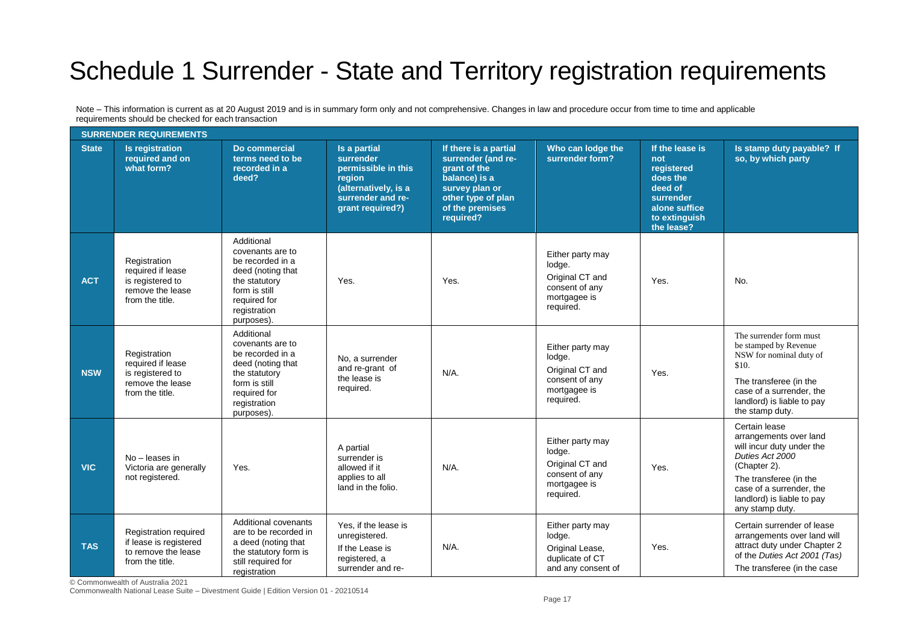# Schedule 1 Surrender - State and Territory registration requirements

Note – This information is current as at 20 August 2019 and is in summary form only and not comprehensive. Changes in law and procedure occur from time to time and applicable requirements should be checked for each transaction

| SURRENDER REQUIREMENTS | | | | | | | |
|---|---|---|---|---|---|---|---|
| **State** | **Is registration required and on what form?** | **Do commercial terms need to be recorded in a deed?** | **Is a partial surrender permissible in this region (alternatively, is a surrender and re-grant required?)** | **If there is a partial surrender (and re-grant of the balance) is a survey plan or other type of plan of the premises required?** | **Who can lodge the surrender form?** | **If the lease is not registered does the deed of surrender alone suffice to extinguish the lease?** | **Is stamp duty payable? If so, by which party** |
| **ACT** | Registration required if lease is registered to remove the lease from the title. | Additional covenants are to be recorded in a deed (noting that the statutory form is still required for registration purposes). | Yes. | Yes. | Either party may lodge. Original CT and consent of any mortgagee is required. | Yes. | No. |
| **NSW** | Registration required if lease is registered to remove the lease from the title. | Additional covenants are to be recorded in a deed (noting that the statutory form is still required for registration purposes). | No, a surrender and re-grant of the lease is required. | N/A. | Either party may lodge. Original CT and consent of any mortgagee is required. | Yes. | The surrender form must be stamped by Revenue NSW for nominal duty of $10. The transferee (in the case of a surrender, the landlord) is liable to pay the stamp duty. |
| **VIC** | No – leases in Victoria are generally not registered. | Yes. | A partial surrender is allowed if it applies to all land in the folio. | N/A. | Either party may lodge. Original CT and consent of any mortgagee is required. | Yes. | Certain lease arrangements over land will incur duty under the *Duties Act 2000* (Chapter 2). The transferee (in the case of a surrender, the landlord) is liable to pay any stamp duty. |
| **TAS** | Registration required if lease is registered to remove the lease from the title. | Additional covenants are to be recorded in a deed (noting that the statutory form is still required for registration | Yes, if the lease is unregistered. If the Lease is registered, a surrender and re- | N/A. | Either party may lodge. Original Lease, duplicate of CT and any consent of | Yes. | Certain surrender of lease arrangements over land will attract duty under Chapter 2 of the *Duties Act 2001 (Tas)* The transferee (in the case |

© Commonwealth of Australia 2021
Commonwealth National Lease Suite – Divestment Guide | Edition Version 01 - 20210514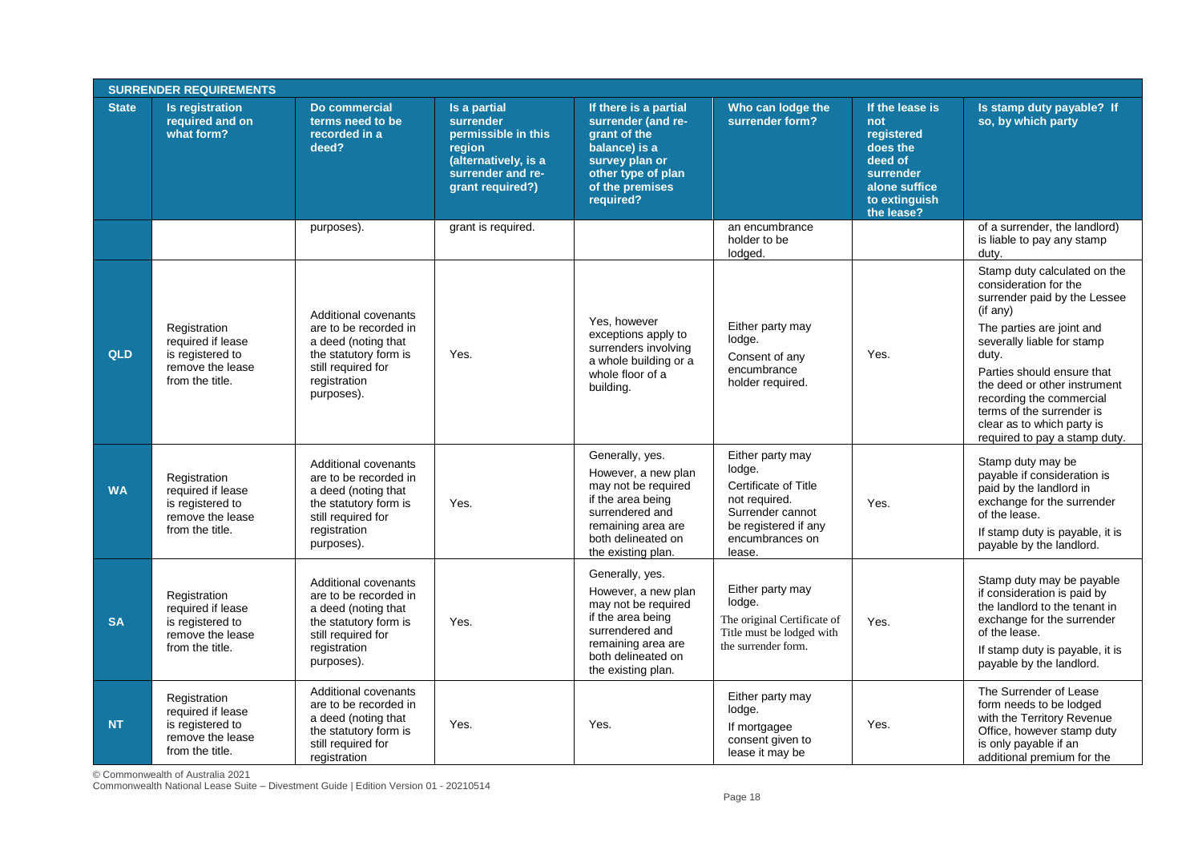| SURRENDER REQUIREMENTS | | | | | | | |
|---|---|---|---|---|---|---|---|
| **State** | **Is registration required and on what form?** | **Do commercial terms need to be recorded in a deed?** | **Is a partial surrender permissible in this region (alternatively, is a surrender and re-grant required?)** | **If there is a partial surrender (and re-grant of the balance) is a survey plan or other type of plan of the premises required?** | **Who can lodge the surrender form?** | **If the lease is not registered does the deed of surrender alone suffice to extinguish the lease?** | **Is stamp duty payable? If so, by which party** |
| | | purposes). | grant is required. | | an encumbrance holder to be lodged. | | of a surrender, the landlord) is liable to pay any stamp duty. |
| **QLD** | Registration required if lease is registered to remove the lease from the title. | Additional covenants are to be recorded in a deed (noting that the statutory form is still required for registration purposes). | Yes. | Yes, however exceptions apply to surrenders involving a whole building or a whole floor of a building. | Either party may lodge. Consent of any encumbrance holder required. | Yes. | Stamp duty calculated on the consideration for the surrender paid by the Lessee (if any) The parties are joint and severally liable for stamp duty. Parties should ensure that the deed or other instrument recording the commercial terms of the surrender is clear as to which party is required to pay a stamp duty. |
| **WA** | Registration required if lease is registered to remove the lease from the title. | Additional covenants are to be recorded in a deed (noting that the statutory form is still required for registration purposes). | Yes. | Generally, yes. However, a new plan may not be required if the area being surrendered and remaining area are both delineated on the existing plan. | Either party may lodge. Certificate of Title not required. Surrender cannot be registered if any encumbrances on lease. | Yes. | Stamp duty may be payable if consideration is paid by the landlord in exchange for the surrender of the lease. If stamp duty is payable, it is payable by the landlord. |
| **SA** | Registration required if lease is registered to remove the lease from the title. | Additional covenants are to be recorded in a deed (noting that the statutory form is still required for registration purposes). | Yes. | Generally, yes. However, a new plan may not be required if the area being surrendered and remaining area are both delineated on the existing plan. | Either party may lodge. The original Certificate of Title must be lodged with the surrender form. | Yes. | Stamp duty may be payable if consideration is paid by the landlord to the tenant in exchange for the surrender of the lease. If stamp duty is payable, it is payable by the landlord. |
| **NT** | Registration required if lease is registered to remove the lease from the title. | Additional covenants are to be recorded in a deed (noting that the statutory form is still required for registration | Yes. | Yes. | Either party may lodge. If mortgagee consent given to lease it may be | Yes. | The Surrender of Lease form needs to be lodged with the Territory Revenue Office, however stamp duty is only payable if an additional premium for the |

© Commonwealth of Australia 2021
Commonwealth National Lease Suite – Divestment Guide | Edition Version 01 - 20210514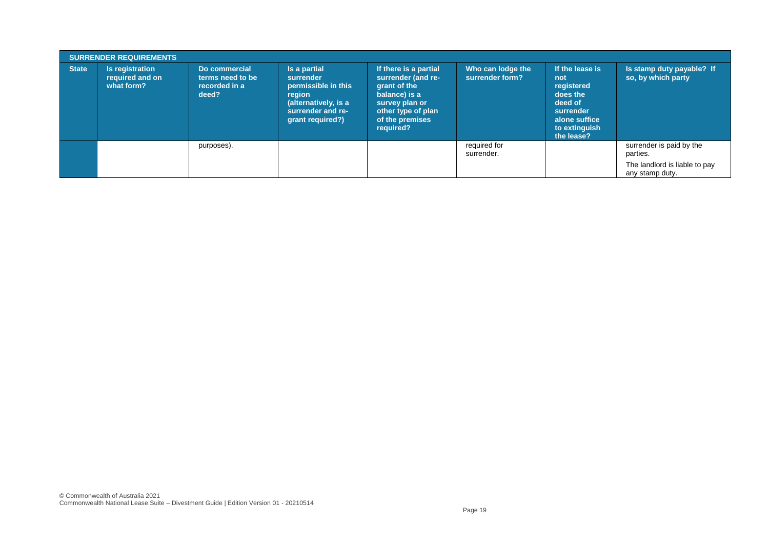| SURRENDER REQUIREMENTS | | | | | | | |
|---|---|---|---|---|---|---|---|
| **State** | **Is registration required and on what form?** | **Do commercial terms need to be recorded in a deed?** | **Is a partial surrender permissible in this region (alternatively, is a surrender and re-grant required?)** | **If there is a partial surrender (and re-grant of the balance) is a survey plan or other type of plan of the premises required?** | **Who can lodge the surrender form?** | **If the lease is not registered does the deed of surrender alone suffice to extinguish the lease?** | **Is stamp duty payable? If so, by which party** |
| | | purposes). | | | required for surrender. | | surrender is paid by the parties.<br><br>The landlord is liable to pay any stamp duty. |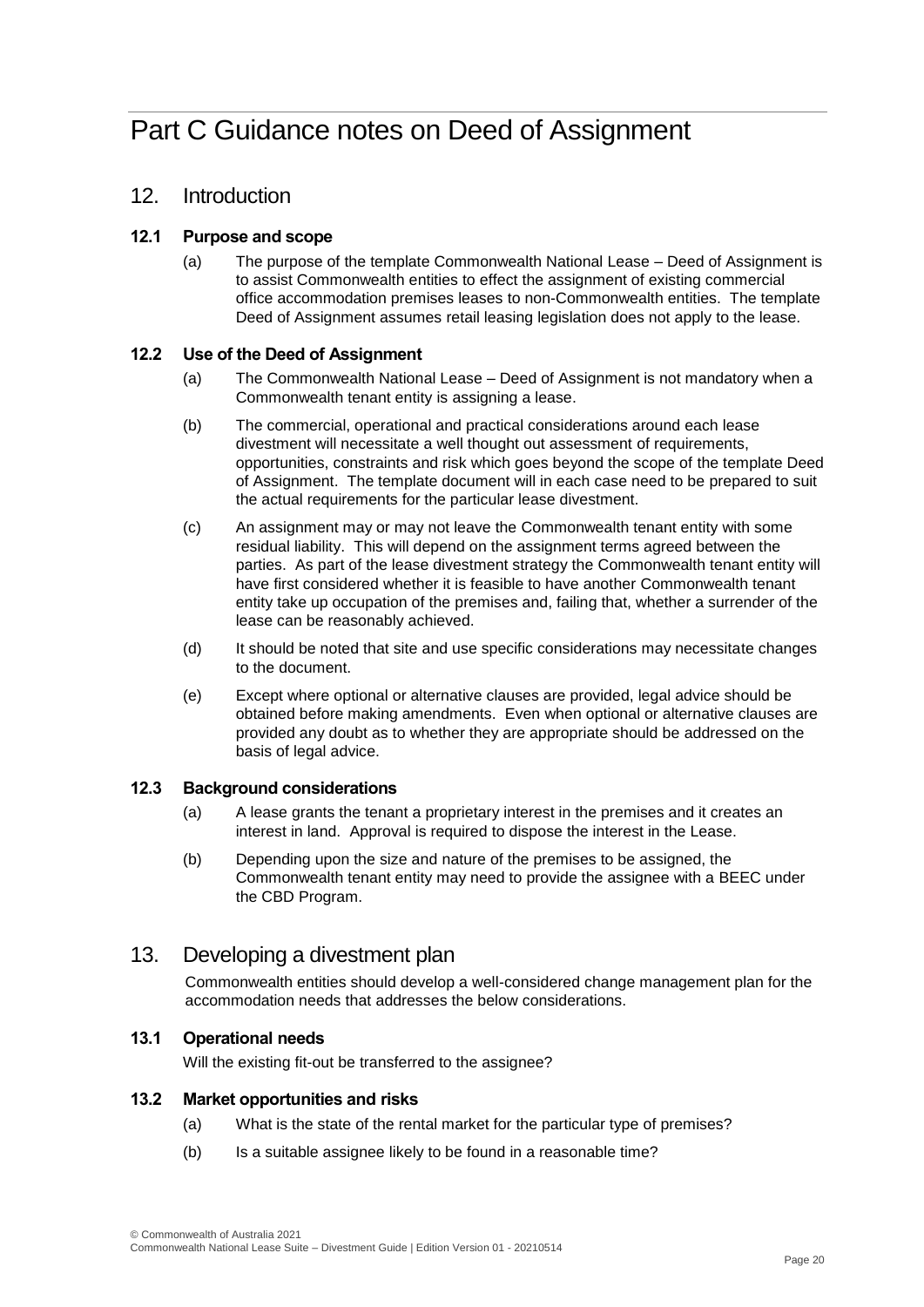# Part C Guidance notes on Deed of Assignment

## 12. Introduction

### 12.1 Purpose and scope

(a) The purpose of the template Commonwealth National Lease – Deed of Assignment is to assist Commonwealth entities to effect the assignment of existing commercial office accommodation premises leases to non-Commonwealth entities. The template Deed of Assignment assumes retail leasing legislation does not apply to the lease.

### 12.2 Use of the Deed of Assignment

(a) The Commonwealth National Lease – Deed of Assignment is not mandatory when a Commonwealth tenant entity is assigning a lease.

(b) The commercial, operational and practical considerations around each lease divestment will necessitate a well thought out assessment of requirements, opportunities, constraints and risk which goes beyond the scope of the template Deed of Assignment. The template document will in each case need to be prepared to suit the actual requirements for the particular lease divestment.

(c) An assignment may or may not leave the Commonwealth tenant entity with some residual liability. This will depend on the assignment terms agreed between the parties. As part of the lease divestment strategy the Commonwealth tenant entity will have first considered whether it is feasible to have another Commonwealth tenant entity take up occupation of the premises and, failing that, whether a surrender of the lease can be reasonably achieved.

(d) It should be noted that site and use specific considerations may necessitate changes to the document.

(e) Except where optional or alternative clauses are provided, legal advice should be obtained before making amendments. Even when optional or alternative clauses are provided any doubt as to whether they are appropriate should be addressed on the basis of legal advice.

### 12.3 Background considerations

(a) A lease grants the tenant a proprietary interest in the premises and it creates an interest in land. Approval is required to dispose the interest in the Lease.

(b) Depending upon the size and nature of the premises to be assigned, the Commonwealth tenant entity may need to provide the assignee with a BEEC under the CBD Program.

## 13. Developing a divestment plan

Commonwealth entities should develop a well-considered change management plan for the accommodation needs that addresses the below considerations.

### 13.1 Operational needs

Will the existing fit-out be transferred to the assignee?

### 13.2 Market opportunities and risks

(a) What is the state of the rental market for the particular type of premises?

(b) Is a suitable assignee likely to be found in a reasonable time?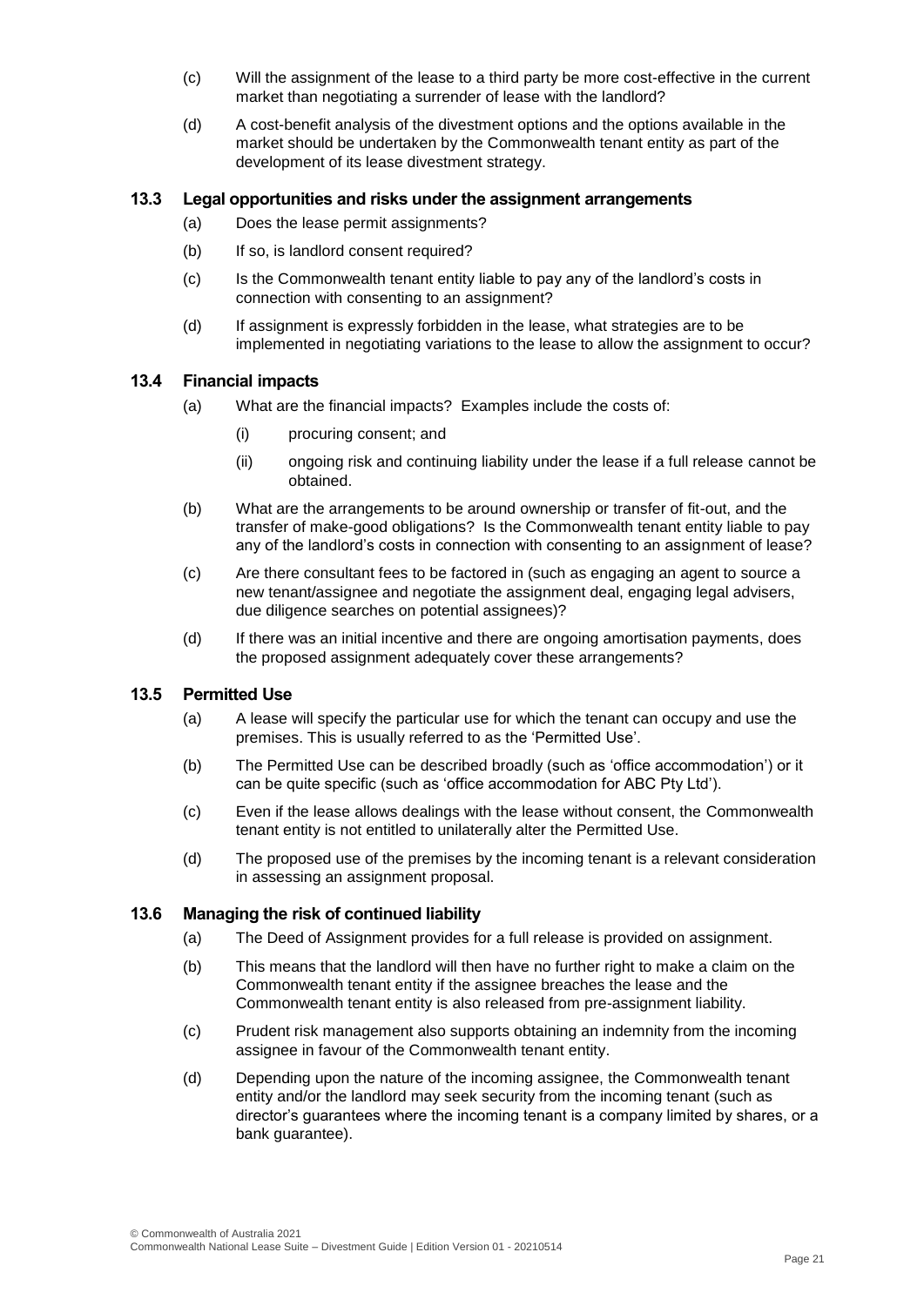(c) Will the assignment of the lease to a third party be more cost-effective in the current market than negotiating a surrender of lease with the landlord?

(d) A cost-benefit analysis of the divestment options and the options available in the market should be undertaken by the Commonwealth tenant entity as part of the development of its lease divestment strategy.

### 13.3 Legal opportunities and risks under the assignment arrangements

(a) Does the lease permit assignments?

(b) If so, is landlord consent required?

(c) Is the Commonwealth tenant entity liable to pay any of the landlord's costs in connection with consenting to an assignment?

(d) If assignment is expressly forbidden in the lease, what strategies are to be implemented in negotiating variations to the lease to allow the assignment to occur?

### 13.4 Financial impacts

(a) What are the financial impacts? Examples include the costs of:

(i) procuring consent; and

(ii) ongoing risk and continuing liability under the lease if a full release cannot be obtained.

(b) What are the arrangements to be around ownership or transfer of fit-out, and the transfer of make-good obligations? Is the Commonwealth tenant entity liable to pay any of the landlord's costs in connection with consenting to an assignment of lease?

(c) Are there consultant fees to be factored in (such as engaging an agent to source a new tenant/assignee and negotiate the assignment deal, engaging legal advisers, due diligence searches on potential assignees)?

(d) If there was an initial incentive and there are ongoing amortisation payments, does the proposed assignment adequately cover these arrangements?

### 13.5 Permitted Use

(a) A lease will specify the particular use for which the tenant can occupy and use the premises. This is usually referred to as the 'Permitted Use'.

(b) The Permitted Use can be described broadly (such as 'office accommodation') or it can be quite specific (such as 'office accommodation for ABC Pty Ltd').

(c) Even if the lease allows dealings with the lease without consent, the Commonwealth tenant entity is not entitled to unilaterally alter the Permitted Use.

(d) The proposed use of the premises by the incoming tenant is a relevant consideration in assessing an assignment proposal.

### 13.6 Managing the risk of continued liability

(a) The Deed of Assignment provides for a full release is provided on assignment.

(b) This means that the landlord will then have no further right to make a claim on the Commonwealth tenant entity if the assignee breaches the lease and the Commonwealth tenant entity is also released from pre-assignment liability.

(c) Prudent risk management also supports obtaining an indemnity from the incoming assignee in favour of the Commonwealth tenant entity.

(d) Depending upon the nature of the incoming assignee, the Commonwealth tenant entity and/or the landlord may seek security from the incoming tenant (such as director's guarantees where the incoming tenant is a company limited by shares, or a bank guarantee).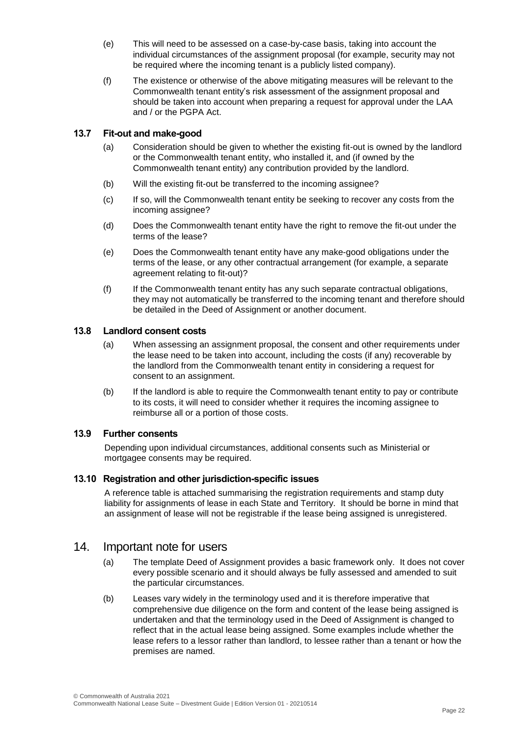(e) This will need to be assessed on a case-by-case basis, taking into account the individual circumstances of the assignment proposal (for example, security may not be required where the incoming tenant is a publicly listed company).

(f) The existence or otherwise of the above mitigating measures will be relevant to the Commonwealth tenant entity's risk assessment of the assignment proposal and should be taken into account when preparing a request for approval under the LAA and / or the PGPA Act.

### 13.7 Fit-out and make-good

(a) Consideration should be given to whether the existing fit-out is owned by the landlord or the Commonwealth tenant entity, who installed it, and (if owned by the Commonwealth tenant entity) any contribution provided by the landlord.

(b) Will the existing fit-out be transferred to the incoming assignee?

(c) If so, will the Commonwealth tenant entity be seeking to recover any costs from the incoming assignee?

(d) Does the Commonwealth tenant entity have the right to remove the fit-out under the terms of the lease?

(e) Does the Commonwealth tenant entity have any make-good obligations under the terms of the lease, or any other contractual arrangement (for example, a separate agreement relating to fit-out)?

(f) If the Commonwealth tenant entity has any such separate contractual obligations, they may not automatically be transferred to the incoming tenant and therefore should be detailed in the Deed of Assignment or another document.

### 13.8 Landlord consent costs

(a) When assessing an assignment proposal, the consent and other requirements under the lease need to be taken into account, including the costs (if any) recoverable by the landlord from the Commonwealth tenant entity in considering a request for consent to an assignment.

(b) If the landlord is able to require the Commonwealth tenant entity to pay or contribute to its costs, it will need to consider whether it requires the incoming assignee to reimburse all or a portion of those costs.

### 13.9 Further consents

Depending upon individual circumstances, additional consents such as Ministerial or mortgagee consents may be required.

### 13.10 Registration and other jurisdiction-specific issues

A reference table is attached summarising the registration requirements and stamp duty liability for assignments of lease in each State and Territory. It should be borne in mind that an assignment of lease will not be registrable if the lease being assigned is unregistered.

## 14. Important note for users

(a) The template Deed of Assignment provides a basic framework only. It does not cover every possible scenario and it should always be fully assessed and amended to suit the particular circumstances.

(b) Leases vary widely in the terminology used and it is therefore imperative that comprehensive due diligence on the form and content of the lease being assigned is undertaken and that the terminology used in the Deed of Assignment is changed to reflect that in the actual lease being assigned. Some examples include whether the lease refers to a lessor rather than landlord, to lessee rather than a tenant or how the premises are named.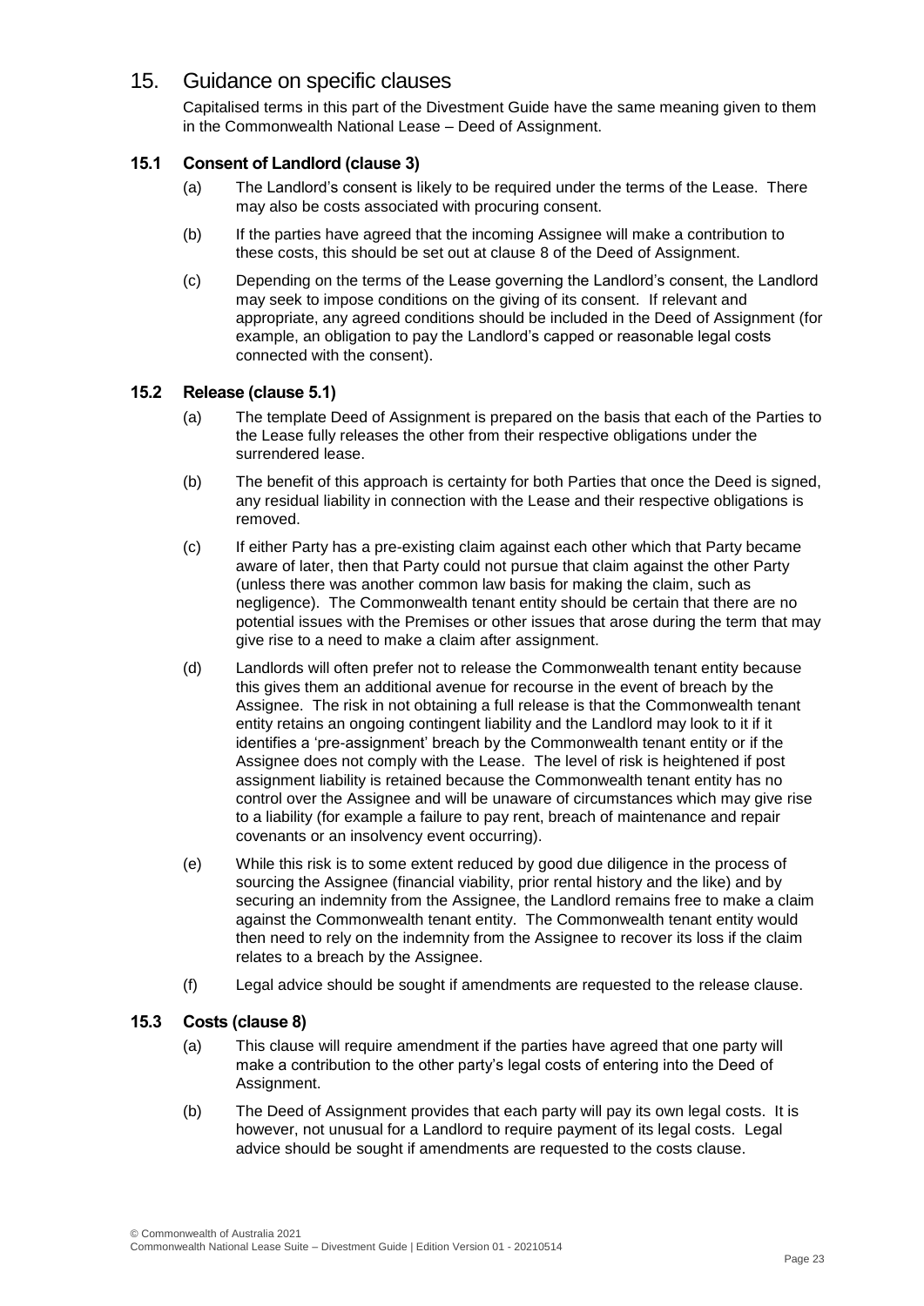# 15. Guidance on specific clauses

Capitalised terms in this part of the Divestment Guide have the same meaning given to them in the Commonwealth National Lease – Deed of Assignment.

## 15.1 Consent of Landlord (clause 3)

(a) The Landlord's consent is likely to be required under the terms of the Lease. There may also be costs associated with procuring consent.

(b) If the parties have agreed that the incoming Assignee will make a contribution to these costs, this should be set out at clause 8 of the Deed of Assignment.

(c) Depending on the terms of the Lease governing the Landlord's consent, the Landlord may seek to impose conditions on the giving of its consent. If relevant and appropriate, any agreed conditions should be included in the Deed of Assignment (for example, an obligation to pay the Landlord's capped or reasonable legal costs connected with the consent).

## 15.2 Release (clause 5.1)

(a) The template Deed of Assignment is prepared on the basis that each of the Parties to the Lease fully releases the other from their respective obligations under the surrendered lease.

(b) The benefit of this approach is certainty for both Parties that once the Deed is signed, any residual liability in connection with the Lease and their respective obligations is removed.

(c) If either Party has a pre-existing claim against each other which that Party became aware of later, then that Party could not pursue that claim against the other Party (unless there was another common law basis for making the claim, such as negligence). The Commonwealth tenant entity should be certain that there are no potential issues with the Premises or other issues that arose during the term that may give rise to a need to make a claim after assignment.

(d) Landlords will often prefer not to release the Commonwealth tenant entity because this gives them an additional avenue for recourse in the event of breach by the Assignee. The risk in not obtaining a full release is that the Commonwealth tenant entity retains an ongoing contingent liability and the Landlord may look to it if it identifies a 'pre-assignment' breach by the Commonwealth tenant entity or if the Assignee does not comply with the Lease. The level of risk is heightened if post assignment liability is retained because the Commonwealth tenant entity has no control over the Assignee and will be unaware of circumstances which may give rise to a liability (for example a failure to pay rent, breach of maintenance and repair covenants or an insolvency event occurring).

(e) While this risk is to some extent reduced by good due diligence in the process of sourcing the Assignee (financial viability, prior rental history and the like) and by securing an indemnity from the Assignee, the Landlord remains free to make a claim against the Commonwealth tenant entity. The Commonwealth tenant entity would then need to rely on the indemnity from the Assignee to recover its loss if the claim relates to a breach by the Assignee.

(f) Legal advice should be sought if amendments are requested to the release clause.

## 15.3 Costs (clause 8)

(a) This clause will require amendment if the parties have agreed that one party will make a contribution to the other party's legal costs of entering into the Deed of Assignment.

(b) The Deed of Assignment provides that each party will pay its own legal costs. It is however, not unusual for a Landlord to require payment of its legal costs. Legal advice should be sought if amendments are requested to the costs clause.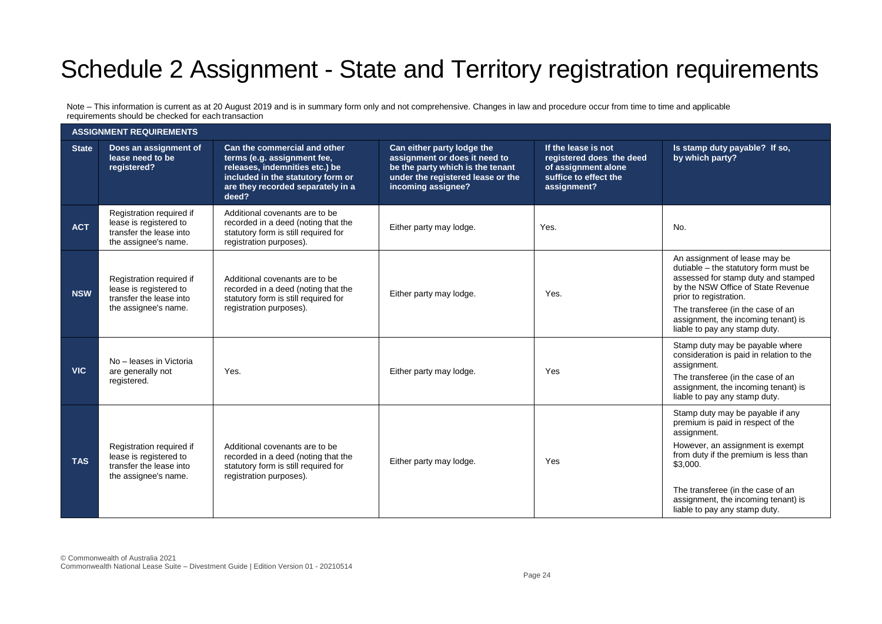# Schedule 2 Assignment - State and Territory registration requirements

Note – This information is current as at 20 August 2019 and is in summary form only and not comprehensive. Changes in law and procedure occur from time to time and applicable requirements should be checked for each transaction

| **ASSIGNMENT REQUIREMENTS** | | | | | |
|---|---|---|---|---|---|
| **State** | **Does an assignment of lease need to be registered?** | **Can the commercial and other terms (e.g. assignment fee, releases, indemnities etc.) be included in the statutory form or are they recorded separately in a deed?** | **Can either party lodge the assignment or does it need to be the party which is the tenant under the registered lease or the incoming assignee?** | **If the lease is not registered does the deed of assignment alone suffice to effect the assignment?** | **Is stamp duty payable? If so, by which party?** |
| **ACT** | Registration required if lease is registered to transfer the lease into the assignee's name. | Additional covenants are to be recorded in a deed (noting that the statutory form is still required for registration purposes). | Either party may lodge. | Yes. | No. |
| **NSW** | Registration required if lease is registered to transfer the lease into the assignee's name. | Additional covenants are to be recorded in a deed (noting that the statutory form is still required for registration purposes). | Either party may lodge. | Yes. | An assignment of lease may be dutiable – the statutory form must be assessed for stamp duty and stamped by the NSW Office of State Revenue prior to registration.<br><br>The transferee (in the case of an assignment, the incoming tenant) is liable to pay any stamp duty. |
| **VIC** | No – leases in Victoria are generally not registered. | Yes. | Either party may lodge. | Yes | Stamp duty may be payable where consideration is paid in relation to the assignment.<br><br>The transferee (in the case of an assignment, the incoming tenant) is liable to pay any stamp duty. |
| **TAS** | Registration required if lease is registered to transfer the lease into the assignee's name. | Additional covenants are to be recorded in a deed (noting that the statutory form is still required for registration purposes). | Either party may lodge. | Yes | Stamp duty may be payable if any premium is paid in respect of the assignment.<br><br>However, an assignment is exempt from duty if the premium is less than $3,000.<br><br>The transferee (in the case of an assignment, the incoming tenant) is liable to pay any stamp duty. |

© Commonwealth of Australia 2021
Commonwealth National Lease Suite – Divestment Guide | Edition Version 01 - 20210514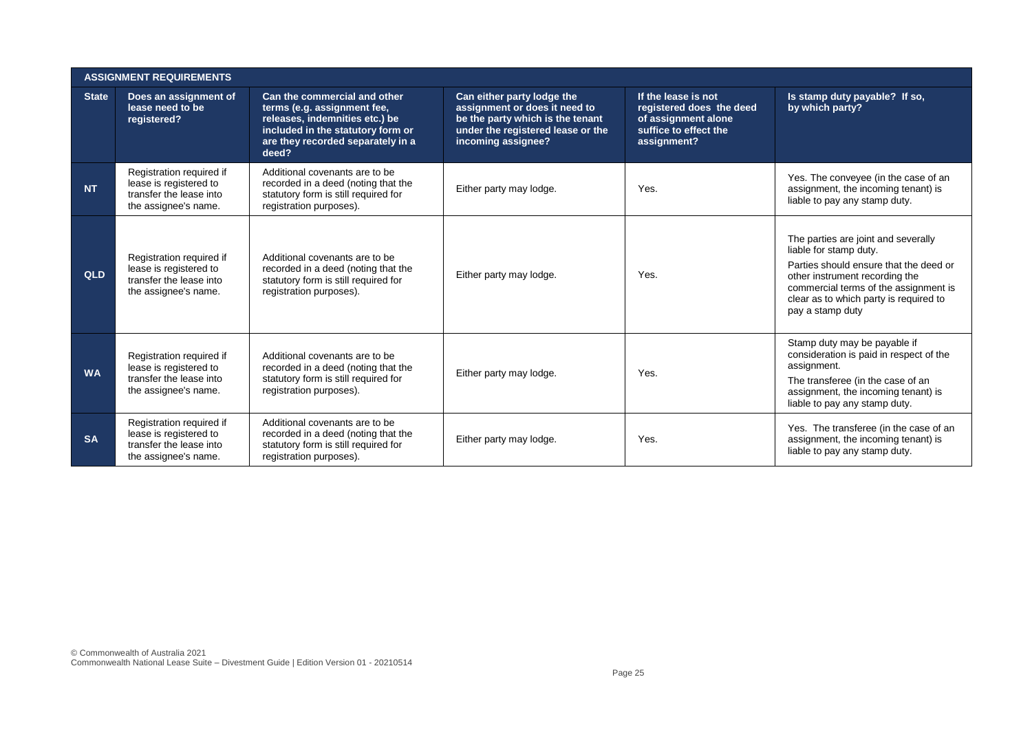| ASSIGNMENT REQUIREMENTS | | | | | |
|---|---|---|---|---|---|
| **State** | **Does an assignment of lease need to be registered?** | **Can the commercial and other terms (e.g. assignment fee, releases, indemnities etc.) be included in the statutory form or are they recorded separately in a deed?** | **Can either party lodge the assignment or does it need to be the party which is the tenant under the registered lease or the incoming assignee?** | **If the lease is not registered does the deed of assignment alone suffice to effect the assignment?** | **Is stamp duty payable? If so, by which party?** |
| **NT** | Registration required if lease is registered to transfer the lease into the assignee's name. | Additional covenants are to be recorded in a deed (noting that the statutory form is still required for registration purposes). | Either party may lodge. | Yes. | Yes. The conveyee (in the case of an assignment, the incoming tenant) is liable to pay any stamp duty. |
| **QLD** | Registration required if lease is registered to transfer the lease into the assignee's name. | Additional covenants are to be recorded in a deed (noting that the statutory form is still required for registration purposes). | Either party may lodge. | Yes. | The parties are joint and severally liable for stamp duty.<br><br>Parties should ensure that the deed or other instrument recording the commercial terms of the assignment is clear as to which party is required to pay a stamp duty |
| **WA** | Registration required if lease is registered to transfer the lease into the assignee's name. | Additional covenants are to be recorded in a deed (noting that the statutory form is still required for registration purposes). | Either party may lodge. | Yes. | Stamp duty may be payable if consideration is paid in respect of the assignment.<br><br>The transferee (in the case of an assignment, the incoming tenant) is liable to pay any stamp duty. |
| **SA** | Registration required if lease is registered to transfer the lease into the assignee's name. | Additional covenants are to be recorded in a deed (noting that the statutory form is still required for registration purposes). | Either party may lodge. | Yes. | Yes. The transferee (in the case of an assignment, the incoming tenant) is liable to pay any stamp duty. |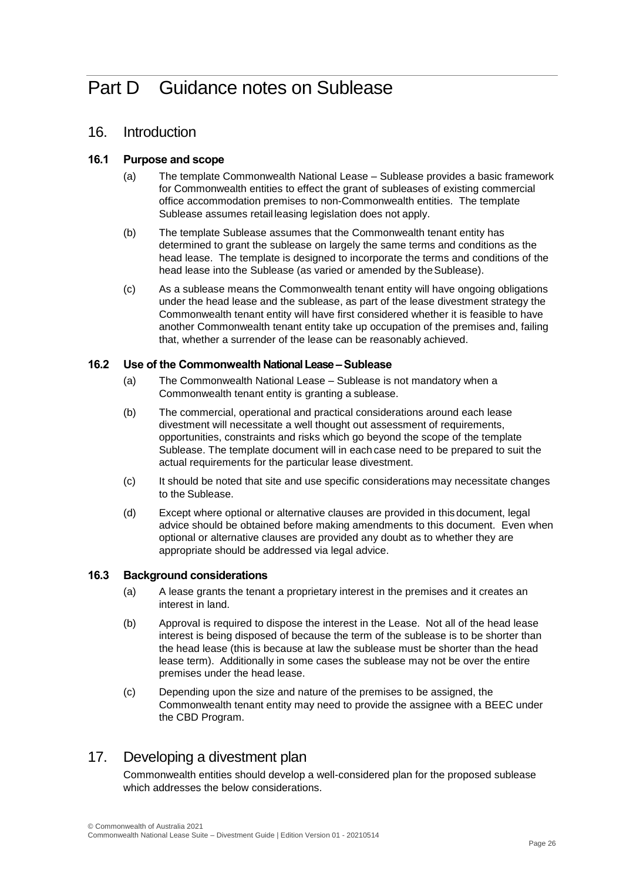# Part D Guidance notes on Sublease

## 16. Introduction

### 16.1 Purpose and scope

(a) The template Commonwealth National Lease – Sublease provides a basic framework for Commonwealth entities to effect the grant of subleases of existing commercial office accommodation premises to non-Commonwealth entities. The template Sublease assumes retail leasing legislation does not apply.

(b) The template Sublease assumes that the Commonwealth tenant entity has determined to grant the sublease on largely the same terms and conditions as the head lease. The template is designed to incorporate the terms and conditions of the head lease into the Sublease (as varied or amended by the Sublease).

(c) As a sublease means the Commonwealth tenant entity will have ongoing obligations under the head lease and the sublease, as part of the lease divestment strategy the Commonwealth tenant entity will have first considered whether it is feasible to have another Commonwealth tenant entity take up occupation of the premises and, failing that, whether a surrender of the lease can be reasonably achieved.

### 16.2 Use of the Commonwealth National Lease – Sublease

(a) The Commonwealth National Lease – Sublease is not mandatory when a Commonwealth tenant entity is granting a sublease.

(b) The commercial, operational and practical considerations around each lease divestment will necessitate a well thought out assessment of requirements, opportunities, constraints and risks which go beyond the scope of the template Sublease. The template document will in each case need to be prepared to suit the actual requirements for the particular lease divestment.

(c) It should be noted that site and use specific considerations may necessitate changes to the Sublease.

(d) Except where optional or alternative clauses are provided in this document, legal advice should be obtained before making amendments to this document. Even when optional or alternative clauses are provided any doubt as to whether they are appropriate should be addressed via legal advice.

### 16.3 Background considerations

(a) A lease grants the tenant a proprietary interest in the premises and it creates an interest in land.

(b) Approval is required to dispose the interest in the Lease. Not all of the head lease interest is being disposed of because the term of the sublease is to be shorter than the head lease (this is because at law the sublease must be shorter than the head lease term). Additionally in some cases the sublease may not be over the entire premises under the head lease.

(c) Depending upon the size and nature of the premises to be assigned, the Commonwealth tenant entity may need to provide the assignee with a BEEC under the CBD Program.

## 17. Developing a divestment plan

Commonwealth entities should develop a well-considered plan for the proposed sublease which addresses the below considerations.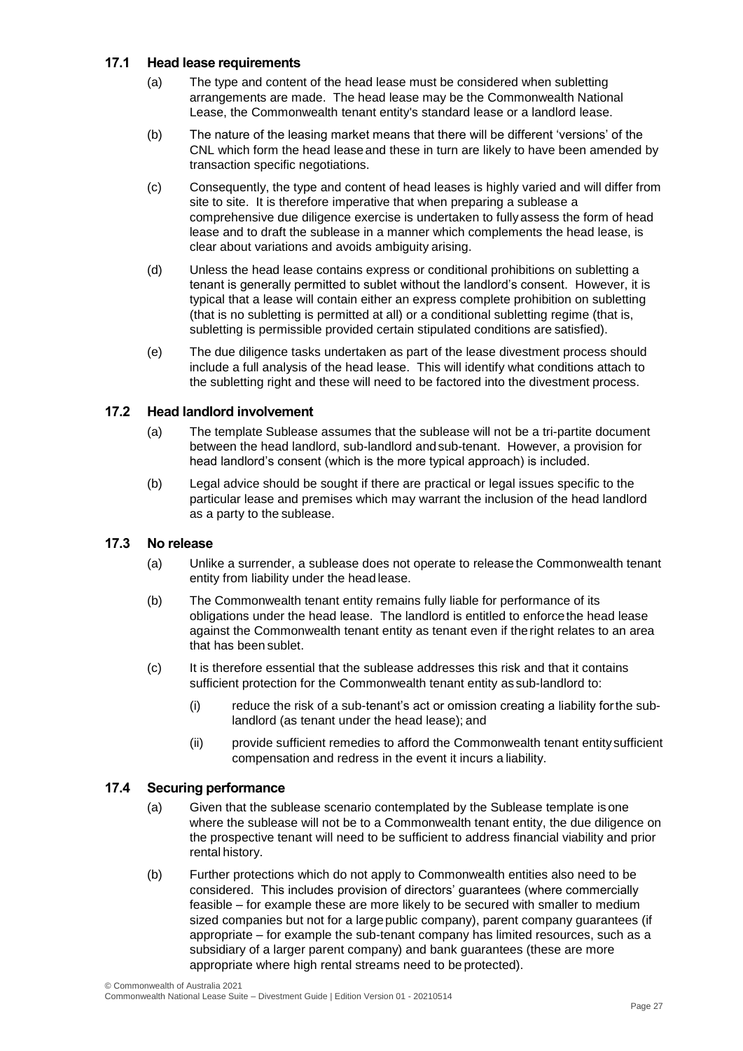### 17.1 Head lease requirements

(a) The type and content of the head lease must be considered when subletting arrangements are made. The head lease may be the Commonwealth National Lease, the Commonwealth tenant entity's standard lease or a landlord lease.

(b) The nature of the leasing market means that there will be different 'versions' of the CNL which form the head lease and these in turn are likely to have been amended by transaction specific negotiations.

(c) Consequently, the type and content of head leases is highly varied and will differ from site to site. It is therefore imperative that when preparing a sublease a comprehensive due diligence exercise is undertaken to fully assess the form of head lease and to draft the sublease in a manner which complements the head lease, is clear about variations and avoids ambiguity arising.

(d) Unless the head lease contains express or conditional prohibitions on subletting a tenant is generally permitted to sublet without the landlord's consent. However, it is typical that a lease will contain either an express complete prohibition on subletting (that is no subletting is permitted at all) or a conditional subletting regime (that is, subletting is permissible provided certain stipulated conditions are satisfied).

(e) The due diligence tasks undertaken as part of the lease divestment process should include a full analysis of the head lease. This will identify what conditions attach to the subletting right and these will need to be factored into the divestment process.

### 17.2 Head landlord involvement

(a) The template Sublease assumes that the sublease will not be a tri-partite document between the head landlord, sub-landlord and sub-tenant. However, a provision for head landlord's consent (which is the more typical approach) is included.

(b) Legal advice should be sought if there are practical or legal issues specific to the particular lease and premises which may warrant the inclusion of the head landlord as a party to the sublease.

### 17.3 No release

(a) Unlike a surrender, a sublease does not operate to release the Commonwealth tenant entity from liability under the head lease.

(b) The Commonwealth tenant entity remains fully liable for performance of its obligations under the head lease. The landlord is entitled to enforce the head lease against the Commonwealth tenant entity as tenant even if the right relates to an area that has been sublet.

(c) It is therefore essential that the sublease addresses this risk and that it contains sufficient protection for the Commonwealth tenant entity as sub-landlord to:

   (i) reduce the risk of a sub-tenant's act or omission creating a liability for the sub-landlord (as tenant under the head lease); and

   (ii) provide sufficient remedies to afford the Commonwealth tenant entity sufficient compensation and redress in the event it incurs a liability.

### 17.4 Securing performance

(a) Given that the sublease scenario contemplated by the Sublease template is one where the sublease will not be to a Commonwealth tenant entity, the due diligence on the prospective tenant will need to be sufficient to address financial viability and prior rental history.

(b) Further protections which do not apply to Commonwealth entities also need to be considered. This includes provision of directors' guarantees (where commercially feasible – for example these are more likely to be secured with smaller to medium sized companies but not for a large public company), parent company guarantees (if appropriate – for example the sub-tenant company has limited resources, such as a subsidiary of a larger parent company) and bank guarantees (these are more appropriate where high rental streams need to be protected).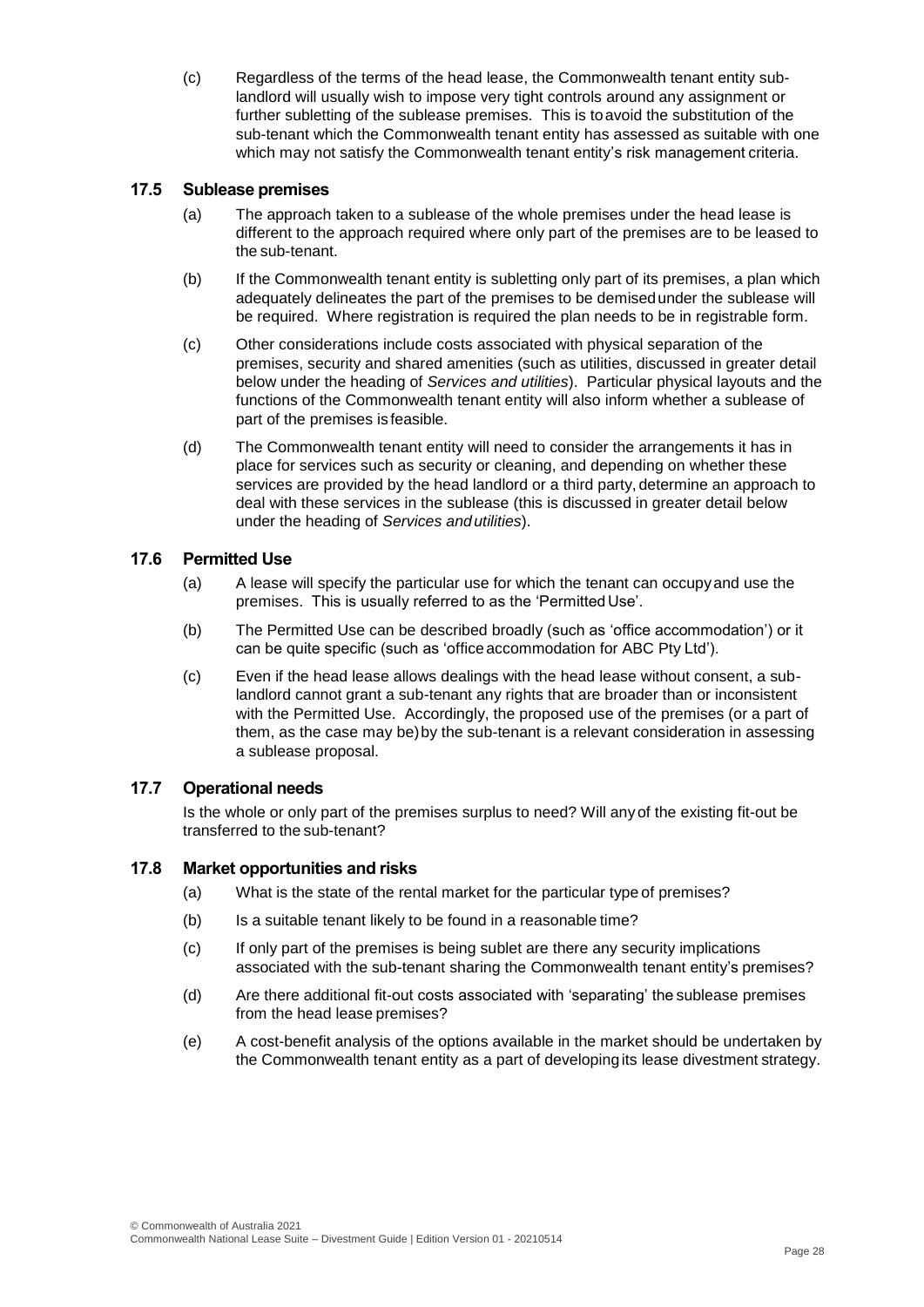(c) Regardless of the terms of the head lease, the Commonwealth tenant entity sub-landlord will usually wish to impose very tight controls around any assignment or further subletting of the sublease premises. This is to avoid the substitution of the sub-tenant which the Commonwealth tenant entity has assessed as suitable with one which may not satisfy the Commonwealth tenant entity's risk management criteria.

### 17.5 Sublease premises

(a) The approach taken to a sublease of the whole premises under the head lease is different to the approach required where only part of the premises are to be leased to the sub-tenant.

(b) If the Commonwealth tenant entity is subletting only part of its premises, a plan which adequately delineates the part of the premises to be demised under the sublease will be required. Where registration is required the plan needs to be in registrable form.

(c) Other considerations include costs associated with physical separation of the premises, security and shared amenities (such as utilities, discussed in greater detail below under the heading of *Services and utilities*). Particular physical layouts and the functions of the Commonwealth tenant entity will also inform whether a sublease of part of the premises is feasible.

(d) The Commonwealth tenant entity will need to consider the arrangements it has in place for services such as security or cleaning, and depending on whether these services are provided by the head landlord or a third party, determine an approach to deal with these services in the sublease (this is discussed in greater detail below under the heading of *Services and utilities*).

### 17.6 Permitted Use

(a) A lease will specify the particular use for which the tenant can occupy and use the premises. This is usually referred to as the 'Permitted Use'.

(b) The Permitted Use can be described broadly (such as 'office accommodation') or it can be quite specific (such as 'office accommodation for ABC Pty Ltd').

(c) Even if the head lease allows dealings with the head lease without consent, a sub-landlord cannot grant a sub-tenant any rights that are broader than or inconsistent with the Permitted Use. Accordingly, the proposed use of the premises (or a part of them, as the case may be) by the sub-tenant is a relevant consideration in assessing a sublease proposal.

### 17.7 Operational needs

Is the whole or only part of the premises surplus to need? Will any of the existing fit-out be transferred to the sub-tenant?

### 17.8 Market opportunities and risks

(a) What is the state of the rental market for the particular type of premises?

(b) Is a suitable tenant likely to be found in a reasonable time?

(c) If only part of the premises is being sublet are there any security implications associated with the sub-tenant sharing the Commonwealth tenant entity's premises?

(d) Are there additional fit-out costs associated with 'separating' the sublease premises from the head lease premises?

(e) A cost-benefit analysis of the options available in the market should be undertaken by the Commonwealth tenant entity as a part of developing its lease divestment strategy.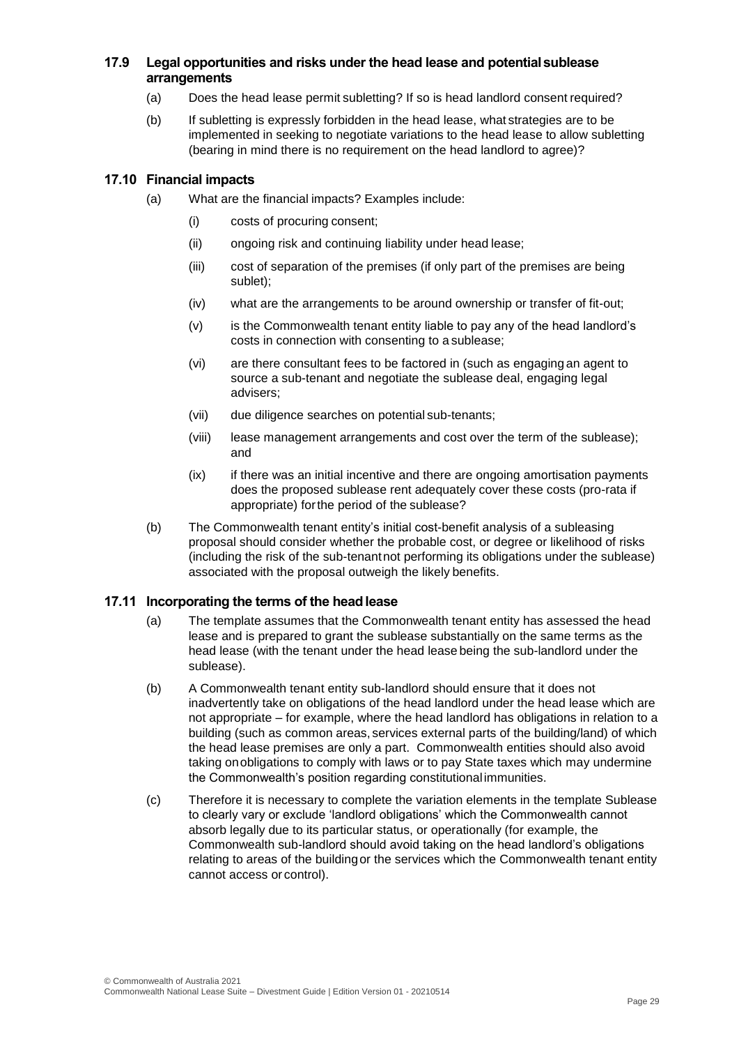### 17.9 Legal opportunities and risks under the head lease and potential sublease arrangements

(a) Does the head lease permit subletting? If so is head landlord consent required?

(b) If subletting is expressly forbidden in the head lease, what strategies are to be implemented in seeking to negotiate variations to the head lease to allow subletting (bearing in mind there is no requirement on the head landlord to agree)?

### 17.10 Financial impacts

(a) What are the financial impacts? Examples include:

  (i) costs of procuring consent;

  (ii) ongoing risk and continuing liability under head lease;

  (iii) cost of separation of the premises (if only part of the premises are being sublet);

  (iv) what are the arrangements to be around ownership or transfer of fit-out;

  (v) is the Commonwealth tenant entity liable to pay any of the head landlord's costs in connection with consenting to a sublease;

  (vi) are there consultant fees to be factored in (such as engaging an agent to source a sub-tenant and negotiate the sublease deal, engaging legal advisers;

  (vii) due diligence searches on potential sub-tenants;

  (viii) lease management arrangements and cost over the term of the sublease); and

  (ix) if there was an initial incentive and there are ongoing amortisation payments does the proposed sublease rent adequately cover these costs (pro-rata if appropriate) for the period of the sublease?

(b) The Commonwealth tenant entity's initial cost-benefit analysis of a subleasing proposal should consider whether the probable cost, or degree or likelihood of risks (including the risk of the sub-tenant not performing its obligations under the sublease) associated with the proposal outweigh the likely benefits.

### 17.11 Incorporating the terms of the head lease

(a) The template assumes that the Commonwealth tenant entity has assessed the head lease and is prepared to grant the sublease substantially on the same terms as the head lease (with the tenant under the head lease being the sub-landlord under the sublease).

(b) A Commonwealth tenant entity sub-landlord should ensure that it does not inadvertently take on obligations of the head landlord under the head lease which are not appropriate – for example, where the head landlord has obligations in relation to a building (such as common areas, services external parts of the building/land) of which the head lease premises are only a part. Commonwealth entities should also avoid taking on obligations to comply with laws or to pay State taxes which may undermine the Commonwealth's position regarding constitutional immunities.

(c) Therefore it is necessary to complete the variation elements in the template Sublease to clearly vary or exclude 'landlord obligations' which the Commonwealth cannot absorb legally due to its particular status, or operationally (for example, the Commonwealth sub-landlord should avoid taking on the head landlord's obligations relating to areas of the building or the services which the Commonwealth tenant entity cannot access or control).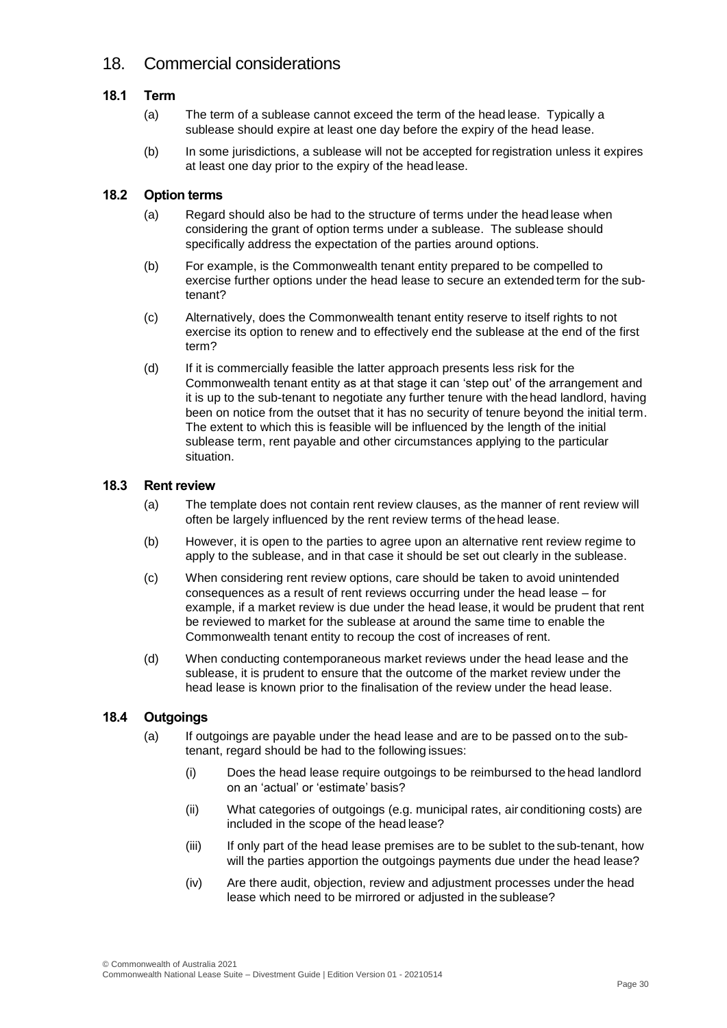# 18. Commercial considerations

## 18.1 Term

(a) The term of a sublease cannot exceed the term of the head lease. Typically a sublease should expire at least one day before the expiry of the head lease.

(b) In some jurisdictions, a sublease will not be accepted for registration unless it expires at least one day prior to the expiry of the head lease.

## 18.2 Option terms

(a) Regard should also be had to the structure of terms under the head lease when considering the grant of option terms under a sublease. The sublease should specifically address the expectation of the parties around options.

(b) For example, is the Commonwealth tenant entity prepared to be compelled to exercise further options under the head lease to secure an extended term for the sub-tenant?

(c) Alternatively, does the Commonwealth tenant entity reserve to itself rights to not exercise its option to renew and to effectively end the sublease at the end of the first term?

(d) If it is commercially feasible the latter approach presents less risk for the Commonwealth tenant entity as at that stage it can 'step out' of the arrangement and it is up to the sub-tenant to negotiate any further tenure with the head landlord, having been on notice from the outset that it has no security of tenure beyond the initial term. The extent to which this is feasible will be influenced by the length of the initial sublease term, rent payable and other circumstances applying to the particular situation.

## 18.3 Rent review

(a) The template does not contain rent review clauses, as the manner of rent review will often be largely influenced by the rent review terms of the head lease.

(b) However, it is open to the parties to agree upon an alternative rent review regime to apply to the sublease, and in that case it should be set out clearly in the sublease.

(c) When considering rent review options, care should be taken to avoid unintended consequences as a result of rent reviews occurring under the head lease – for example, if a market review is due under the head lease, it would be prudent that rent be reviewed to market for the sublease at around the same time to enable the Commonwealth tenant entity to recoup the cost of increases of rent.

(d) When conducting contemporaneous market reviews under the head lease and the sublease, it is prudent to ensure that the outcome of the market review under the head lease is known prior to the finalisation of the review under the head lease.

## 18.4 Outgoings

(a) If outgoings are payable under the head lease and are to be passed on to the sub-tenant, regard should be had to the following issues:

   (i) Does the head lease require outgoings to be reimbursed to the head landlord on an 'actual' or 'estimate' basis?

   (ii) What categories of outgoings (e.g. municipal rates, air conditioning costs) are included in the scope of the head lease?

   (iii) If only part of the head lease premises are to be sublet to the sub-tenant, how will the parties apportion the outgoings payments due under the head lease?

   (iv) Are there audit, objection, review and adjustment processes under the head lease which need to be mirrored or adjusted in the sublease?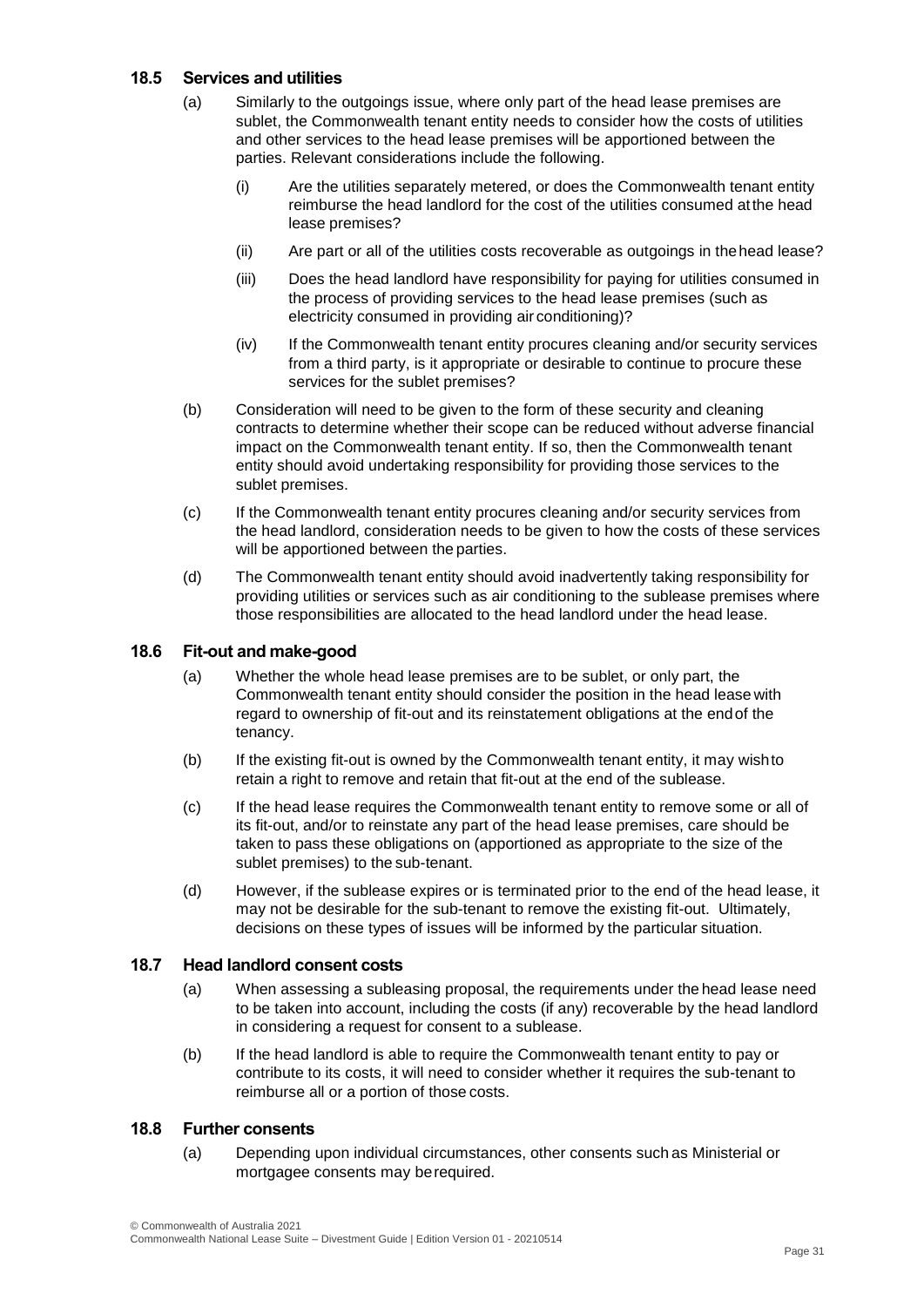### 18.5 Services and utilities

(a) Similarly to the outgoings issue, where only part of the head lease premises are sublet, the Commonwealth tenant entity needs to consider how the costs of utilities and other services to the head lease premises will be apportioned between the parties. Relevant considerations include the following.

(i) Are the utilities separately metered, or does the Commonwealth tenant entity reimburse the head landlord for the cost of the utilities consumed at the head lease premises?

(ii) Are part or all of the utilities costs recoverable as outgoings in the head lease?

(iii) Does the head landlord have responsibility for paying for utilities consumed in the process of providing services to the head lease premises (such as electricity consumed in providing air conditioning)?

(iv) If the Commonwealth tenant entity procures cleaning and/or security services from a third party, is it appropriate or desirable to continue to procure these services for the sublet premises?

(b) Consideration will need to be given to the form of these security and cleaning contracts to determine whether their scope can be reduced without adverse financial impact on the Commonwealth tenant entity. If so, then the Commonwealth tenant entity should avoid undertaking responsibility for providing those services to the sublet premises.

(c) If the Commonwealth tenant entity procures cleaning and/or security services from the head landlord, consideration needs to be given to how the costs of these services will be apportioned between the parties.

(d) The Commonwealth tenant entity should avoid inadvertently taking responsibility for providing utilities or services such as air conditioning to the sublease premises where those responsibilities are allocated to the head landlord under the head lease.

### 18.6 Fit-out and make-good

(a) Whether the whole head lease premises are to be sublet, or only part, the Commonwealth tenant entity should consider the position in the head lease with regard to ownership of fit-out and its reinstatement obligations at the end of the tenancy.

(b) If the existing fit-out is owned by the Commonwealth tenant entity, it may wish to retain a right to remove and retain that fit-out at the end of the sublease.

(c) If the head lease requires the Commonwealth tenant entity to remove some or all of its fit-out, and/or to reinstate any part of the head lease premises, care should be taken to pass these obligations on (apportioned as appropriate to the size of the sublet premises) to the sub-tenant.

(d) However, if the sublease expires or is terminated prior to the end of the head lease, it may not be desirable for the sub-tenant to remove the existing fit-out. Ultimately, decisions on these types of issues will be informed by the particular situation.

### 18.7 Head landlord consent costs

(a) When assessing a subleasing proposal, the requirements under the head lease need to be taken into account, including the costs (if any) recoverable by the head landlord in considering a request for consent to a sublease.

(b) If the head landlord is able to require the Commonwealth tenant entity to pay or contribute to its costs, it will need to consider whether it requires the sub-tenant to reimburse all or a portion of those costs.

### 18.8 Further consents

(a) Depending upon individual circumstances, other consents such as Ministerial or mortgagee consents may be required.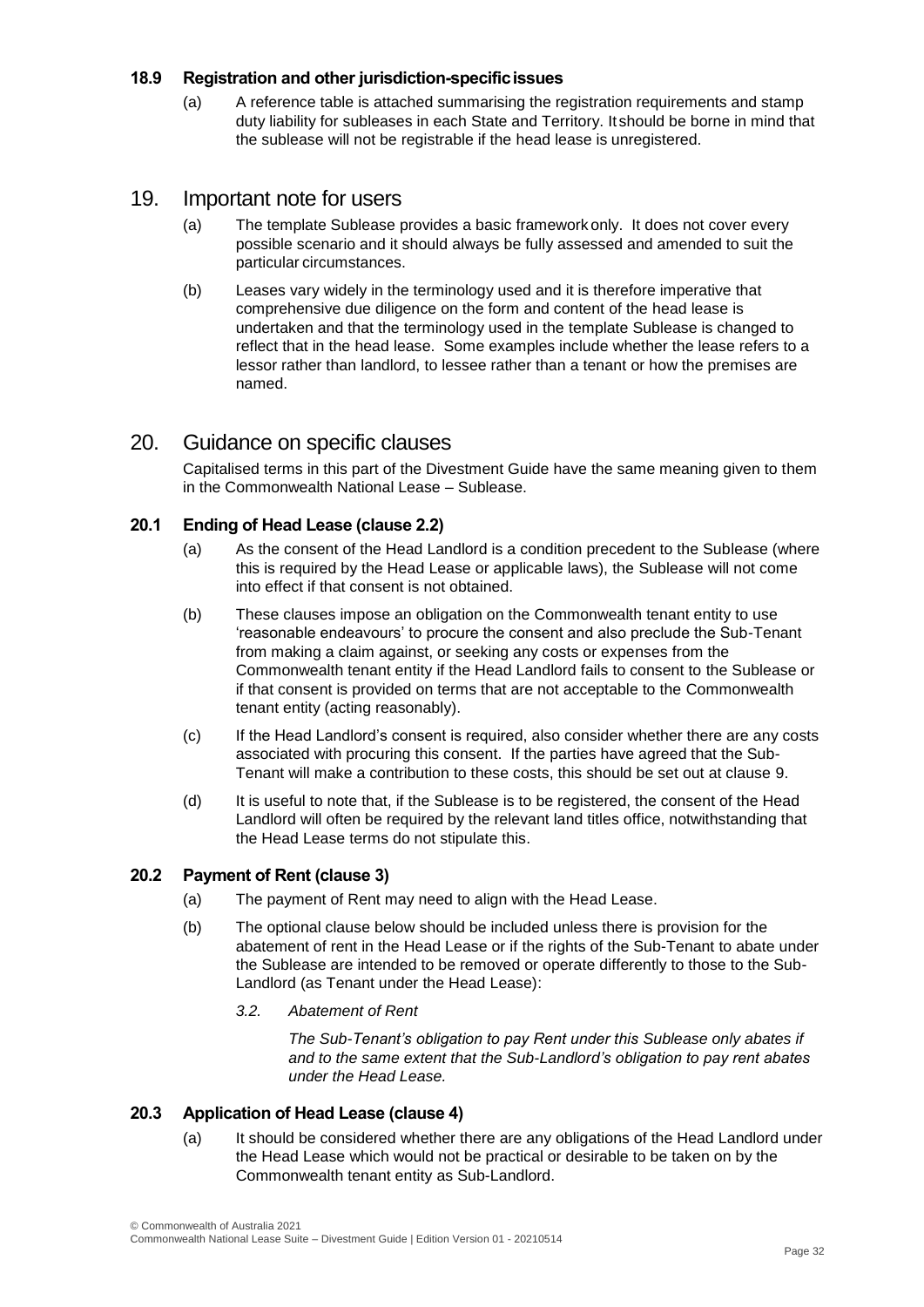### 18.9 Registration and other jurisdiction-specific issues

(a) A reference table is attached summarising the registration requirements and stamp duty liability for subleases in each State and Territory. It should be borne in mind that the sublease will not be registrable if the head lease is unregistered.

## 19. Important note for users

(a) The template Sublease provides a basic framework only. It does not cover every possible scenario and it should always be fully assessed and amended to suit the particular circumstances.

(b) Leases vary widely in the terminology used and it is therefore imperative that comprehensive due diligence on the form and content of the head lease is undertaken and that the terminology used in the template Sublease is changed to reflect that in the head lease. Some examples include whether the lease refers to a lessor rather than landlord, to lessee rather than a tenant or how the premises are named.

## 20. Guidance on specific clauses

Capitalised terms in this part of the Divestment Guide have the same meaning given to them in the Commonwealth National Lease – Sublease.

### 20.1 Ending of Head Lease (clause 2.2)

(a) As the consent of the Head Landlord is a condition precedent to the Sublease (where this is required by the Head Lease or applicable laws), the Sublease will not come into effect if that consent is not obtained.

(b) These clauses impose an obligation on the Commonwealth tenant entity to use 'reasonable endeavours' to procure the consent and also preclude the Sub-Tenant from making a claim against, or seeking any costs or expenses from the Commonwealth tenant entity if the Head Landlord fails to consent to the Sublease or if that consent is provided on terms that are not acceptable to the Commonwealth tenant entity (acting reasonably).

(c) If the Head Landlord's consent is required, also consider whether there are any costs associated with procuring this consent. If the parties have agreed that the Sub-Tenant will make a contribution to these costs, this should be set out at clause 9.

(d) It is useful to note that, if the Sublease is to be registered, the consent of the Head Landlord will often be required by the relevant land titles office, notwithstanding that the Head Lease terms do not stipulate this.

### 20.2 Payment of Rent (clause 3)

(a) The payment of Rent may need to align with the Head Lease.

(b) The optional clause below should be included unless there is provision for the abatement of rent in the Head Lease or if the rights of the Sub-Tenant to abate under the Sublease are intended to be removed or operate differently to those to the Sub-Landlord (as Tenant under the Head Lease):

*3.2. Abatement of Rent*

*The Sub-Tenant's obligation to pay Rent under this Sublease only abates if and to the same extent that the Sub-Landlord's obligation to pay rent abates under the Head Lease.*

### 20.3 Application of Head Lease (clause 4)

(a) It should be considered whether there are any obligations of the Head Landlord under the Head Lease which would not be practical or desirable to be taken on by the Commonwealth tenant entity as Sub-Landlord.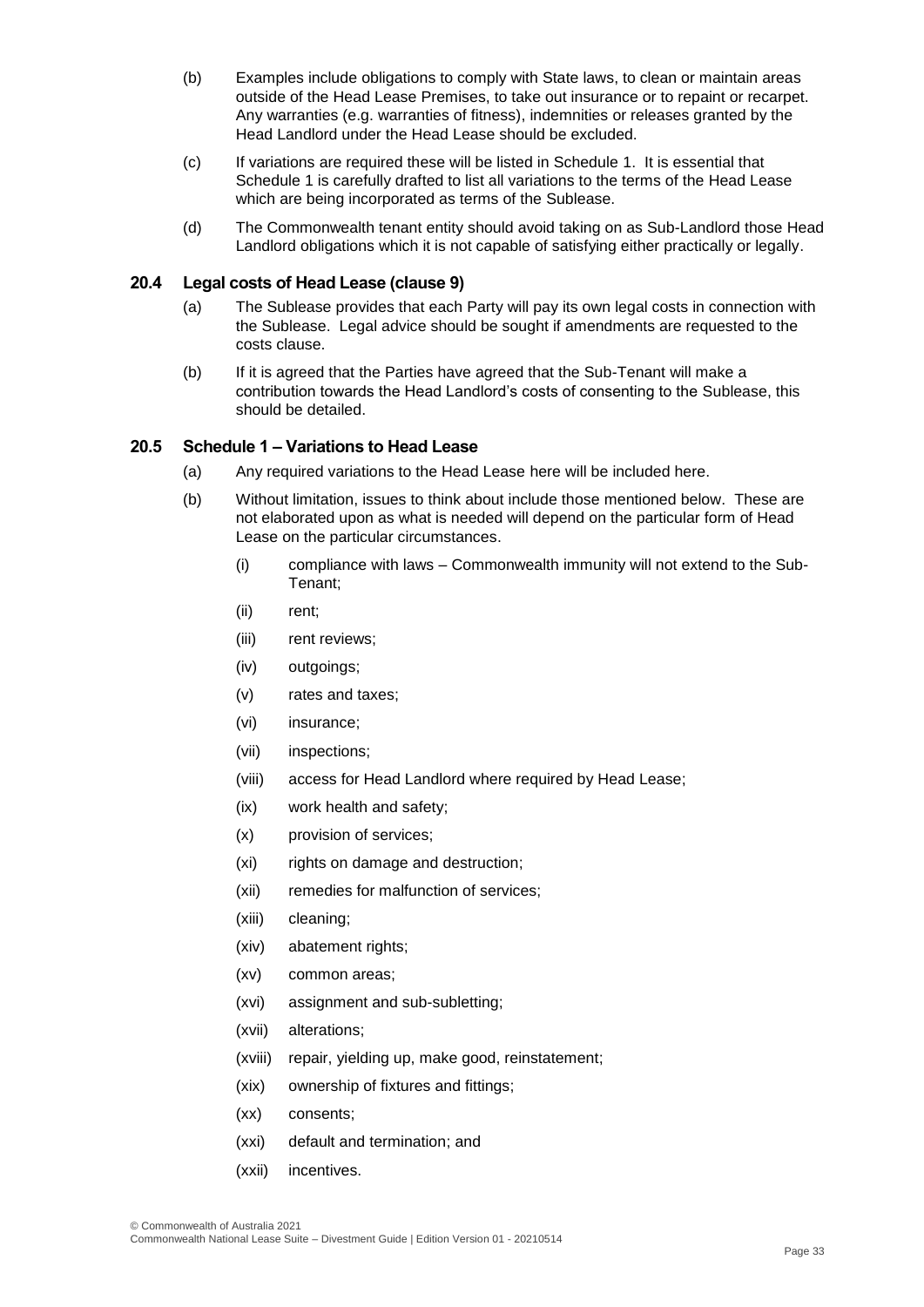(b) Examples include obligations to comply with State laws, to clean or maintain areas outside of the Head Lease Premises, to take out insurance or to repaint or recarpet. Any warranties (e.g. warranties of fitness), indemnities or releases granted by the Head Landlord under the Head Lease should be excluded.

(c) If variations are required these will be listed in Schedule 1. It is essential that Schedule 1 is carefully drafted to list all variations to the terms of the Head Lease which are being incorporated as terms of the Sublease.

(d) The Commonwealth tenant entity should avoid taking on as Sub-Landlord those Head Landlord obligations which it is not capable of satisfying either practically or legally.

### 20.4 Legal costs of Head Lease (clause 9)

(a) The Sublease provides that each Party will pay its own legal costs in connection with the Sublease. Legal advice should be sought if amendments are requested to the costs clause.

(b) If it is agreed that the Parties have agreed that the Sub-Tenant will make a contribution towards the Head Landlord's costs of consenting to the Sublease, this should be detailed.

### 20.5 Schedule 1 – Variations to Head Lease

(a) Any required variations to the Head Lease here will be included here.

(b) Without limitation, issues to think about include those mentioned below. These are not elaborated upon as what is needed will depend on the particular form of Head Lease on the particular circumstances.

- (i) compliance with laws – Commonwealth immunity will not extend to the Sub-Tenant;
- (ii) rent;
- (iii) rent reviews;
- (iv) outgoings;
- (v) rates and taxes;
- (vi) insurance;
- (vii) inspections;
- (viii) access for Head Landlord where required by Head Lease;
- (ix) work health and safety;
- (x) provision of services;
- (xi) rights on damage and destruction;
- (xii) remedies for malfunction of services;
- (xiii) cleaning;
- (xiv) abatement rights;
- (xv) common areas;
- (xvi) assignment and sub-subletting;
- (xvii) alterations;
- (xviii) repair, yielding up, make good, reinstatement;
- (xix) ownership of fixtures and fittings;
- (xx) consents;
- (xxi) default and termination; and
- (xxii) incentives.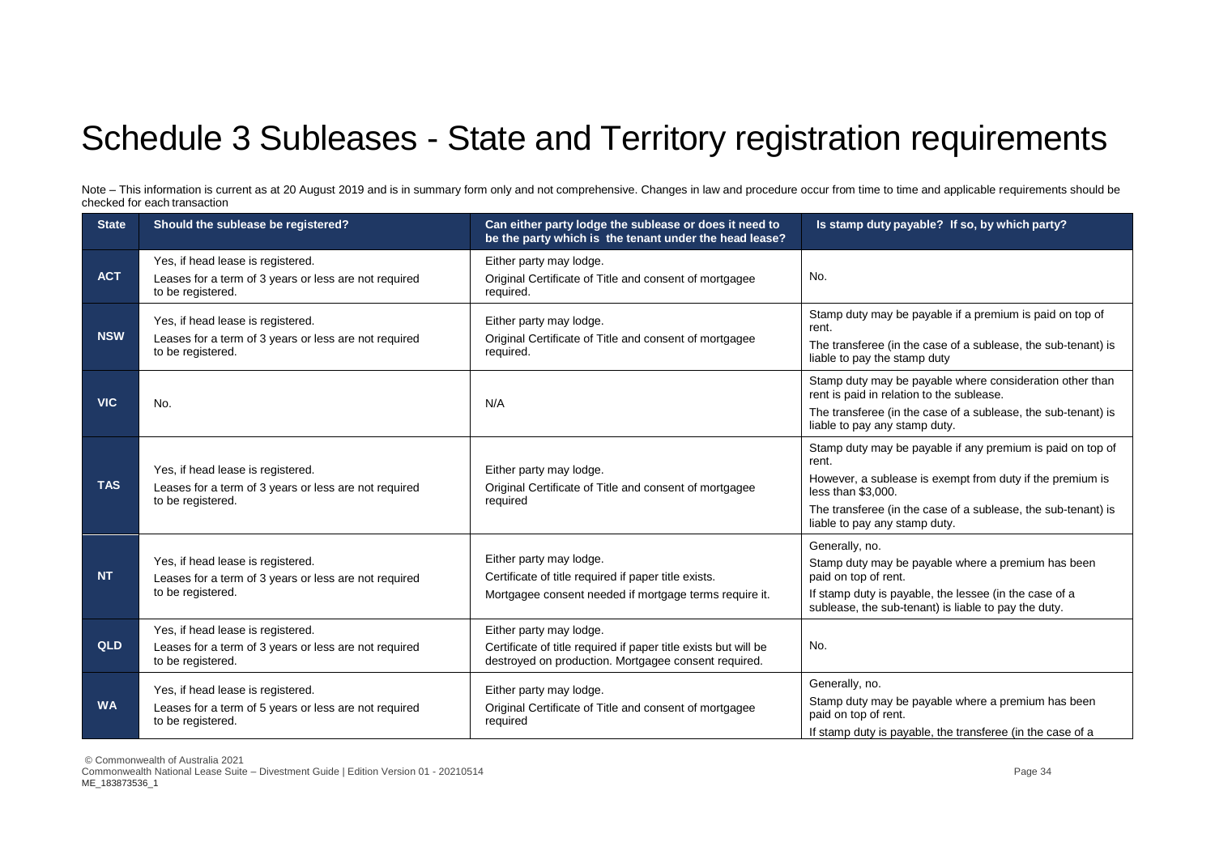# Schedule 3 Subleases - State and Territory registration requirements

Note – This information is current as at 20 August 2019 and is in summary form only and not comprehensive. Changes in law and procedure occur from time to time and applicable requirements should be checked for each transaction

| State | Should the sublease be registered? | Can either party lodge the sublease or does it need to be the party which is the tenant under the head lease? | Is stamp duty payable? If so, by which party? |
|---|---|---|---|
| ACT | Yes, if head lease is registered.<br>Leases for a term of 3 years or less are not required to be registered. | Either party may lodge.<br>Original Certificate of Title and consent of mortgagee required. | No. |
| NSW | Yes, if head lease is registered.<br>Leases for a term of 3 years or less are not required to be registered. | Either party may lodge.<br>Original Certificate of Title and consent of mortgagee required. | Stamp duty may be payable if a premium is paid on top of rent.<br>The transferee (in the case of a sublease, the sub-tenant) is liable to pay the stamp duty |
| VIC | No. | N/A | Stamp duty may be payable where consideration other than rent is paid in relation to the sublease.<br>The transferee (in the case of a sublease, the sub-tenant) is liable to pay any stamp duty. |
| TAS | Yes, if head lease is registered.<br>Leases for a term of 3 years or less are not required to be registered. | Either party may lodge.<br>Original Certificate of Title and consent of mortgagee required | Stamp duty may be payable if any premium is paid on top of rent.<br>However, a sublease is exempt from duty if the premium is less than $3,000.<br>The transferee (in the case of a sublease, the sub-tenant) is liable to pay any stamp duty. |
| NT | Yes, if head lease is registered.<br>Leases for a term of 3 years or less are not required to be registered. | Either party may lodge.<br>Certificate of title required if paper title exists.<br>Mortgagee consent needed if mortgage terms require it. | Generally, no.<br>Stamp duty may be payable where a premium has been paid on top of rent.<br>If stamp duty is payable, the lessee (in the case of a sublease, the sub-tenant) is liable to pay the duty. |
| QLD | Yes, if head lease is registered.<br>Leases for a term of 3 years or less are not required to be registered. | Either party may lodge.<br>Certificate of title required if paper title exists but will be destroyed on production. Mortgagee consent required. | No. |
| WA | Yes, if head lease is registered.<br>Leases for a term of 5 years or less are not required to be registered. | Either party may lodge.<br>Original Certificate of Title and consent of mortgagee required | Generally, no.<br>Stamp duty may be payable where a premium has been paid on top of rent.<br>If stamp duty is payable, the transferee (in the case of a |

© Commonwealth of Australia 2021
Commonwealth National Lease Suite – Divestment Guide | Edition Version 01 - 20210514
ME_183873536_1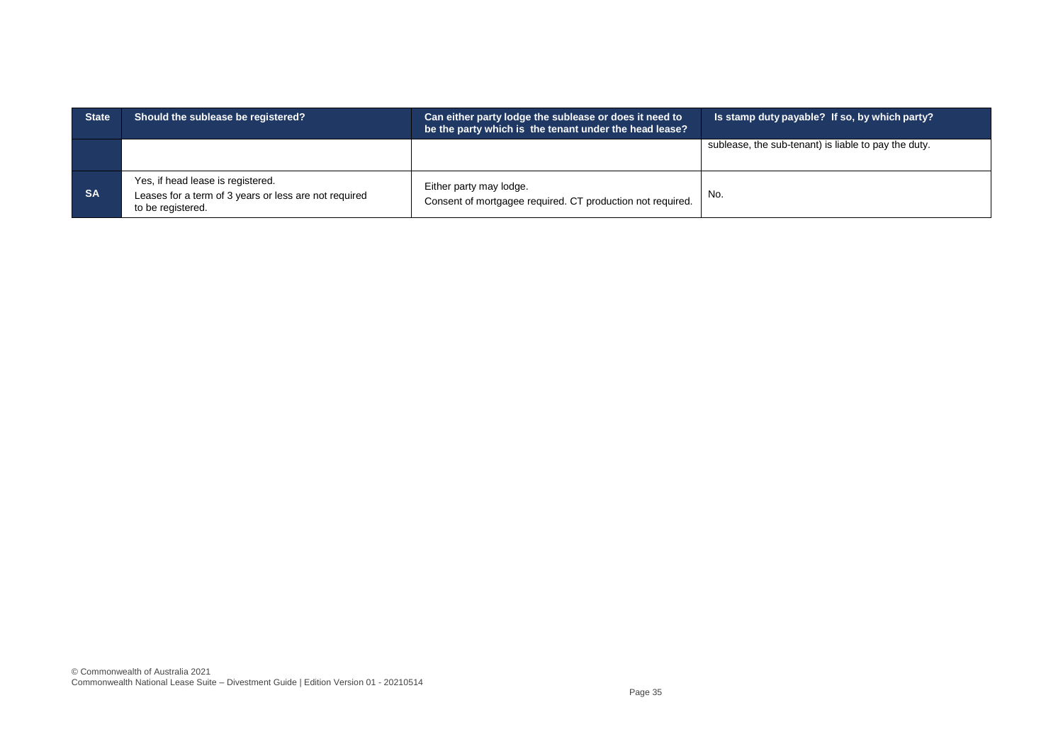| State | Should the sublease be registered? | Can either party lodge the sublease or does it need to be the party which is the tenant under the head lease? | Is stamp duty payable? If so, by which party? |
| --- | --- | --- | --- |
| | | | sublease, the sub-tenant) is liable to pay the duty. |
| SA | Yes, if head lease is registered.<br>Leases for a term of 3 years or less are not required to be registered. | Either party may lodge.<br>Consent of mortgagee required. CT production not required. | No. |

© Commonwealth of Australia 2021
Commonwealth National Lease Suite – Divestment Guide | Edition Version 01 - 20210514